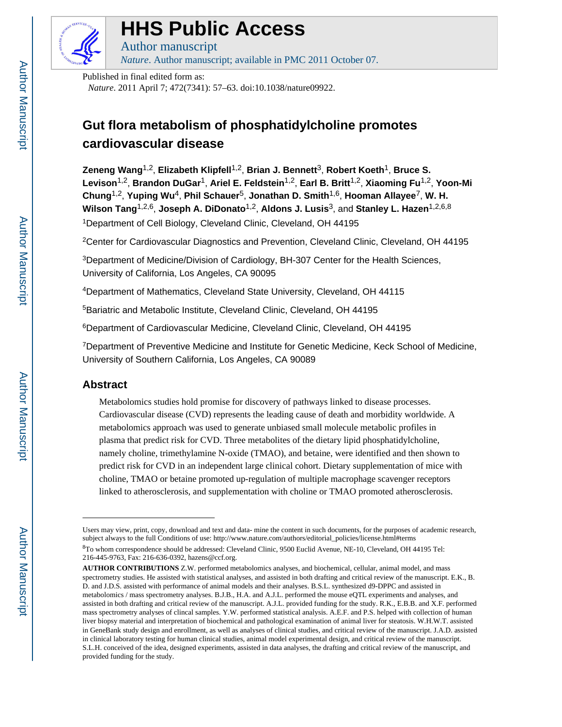# HHS Public Access

Author manuscript

*Nature*. Author manuscript; available in PMC 2011 October 07.

Published in final edited form as:

*Nature*. 2011 April 7; 472(7341): 57–63. doi:10.1038/nature09922.

# Gut flora metabolism of phosphatidylcholine promotes cardiovascular disease

**Zeneng Wang**[1,2], **Elizabeth Klipfell**[1,2], **Brian J. Bennett**[3], **Robert Koeth**[1], **Bruce S. Levison**[1,2], **Brandon DuGar**[1], **Ariel E. Feldstein**[1,2], **Earl B. Britt**[1,2], **Xiaoming Fu**[1,2], **Yoon-Mi Chung**[1,2], **Yuping Wu**[4], **Phil Schauer**[5], **Jonathan D. Smith**[1,6], **Hooman Allayee**[7], **W. H. Wilson Tang**[1,2,6], **Joseph A. DiDonato**[1,2], **Aldons J. Lusis**[3], and **Stanley L. Hazen**[1,2,6,8]

[1]Department of Cell Biology, Cleveland Clinic, Cleveland, OH 44195

[2]Center for Cardiovascular Diagnostics and Prevention, Cleveland Clinic, Cleveland, OH 44195

[3]Department of Medicine/Division of Cardiology, BH-307 Center for the Health Sciences, University of California, Los Angeles, CA 90095

[4]Department of Mathematics, Cleveland State University, Cleveland, OH 44115

[5]Bariatric and Metabolic Institute, Cleveland Clinic, Cleveland, OH 44195

[6]Department of Cardiovascular Medicine, Cleveland Clinic, Cleveland, OH 44195

[7]Department of Preventive Medicine and Institute for Genetic Medicine, Keck School of Medicine, University of Southern California, Los Angeles, CA 90089

## Abstract

Metabolomics studies hold promise for discovery of pathways linked to disease processes. Cardiovascular disease (CVD) represents the leading cause of death and morbidity worldwide. A metabolomics approach was used to generate unbiased small molecule metabolic profiles in plasma that predict risk for CVD. Three metabolites of the dietary lipid phosphatidylcholine, namely choline, trimethylamine N-oxide (TMAO), and betaine, were identified and then shown to predict risk for CVD in an independent large clinical cohort. Dietary supplementation of mice with choline, TMAO or betaine promoted up-regulation of multiple macrophage scavenger receptors linked to atherosclerosis, and supplementation with choline or TMAO promoted atherosclerosis.

---

Users may view, print, copy, download and text and data- mine the content in such documents, for the purposes of academic research, subject always to the full Conditions of use: http://www.nature.com/authors/editorial_policies/license.html#terms

[8]To whom correspondence should be addressed: Cleveland Clinic, 9500 Euclid Avenue, NE-10, Cleveland, OH 44195 Tel: 216-445-9763, Fax: 216-636-0392, hazens@ccf.org.

**AUTHOR CONTRIBUTIONS** Z.W. performed metabolomics analyses, and biochemical, cellular, animal model, and mass spectrometry studies. He assisted with statistical analyses, and assisted in both drafting and critical review of the manuscript. E.K., B. D. and J.D.S. assisted with performance of animal models and their analyses. B.S.L. synthesized d9-DPPC and assisted in metabolomics / mass spectrometry analyses. B.J.B., H.A. and A.J.L. performed the mouse eQTL experiments and analyses, and assisted in both drafting and critical review of the manuscript. A.J.L. provided funding for the study. R.K., E.B.B. and X.F. performed mass spectrometry analyses of clincal samples. Y.W. performed statistical analysis. A.E.F. and P.S. helped with collection of human liver biopsy material and interpretation of biochemical and pathological examination of animal liver for steatosis. W.H.W.T. assisted in GeneBank study design and enrollment, as well as analyses of clinical studies, and critical review of the manuscript. J.A.D. assisted in clinical laboratory testing for human clinical studies, animal model experimental design, and critical review of the manuscript. S.L.H. conceived of the idea, designed experiments, assisted in data analyses, the drafting and critical review of the manuscript, and provided funding for the study.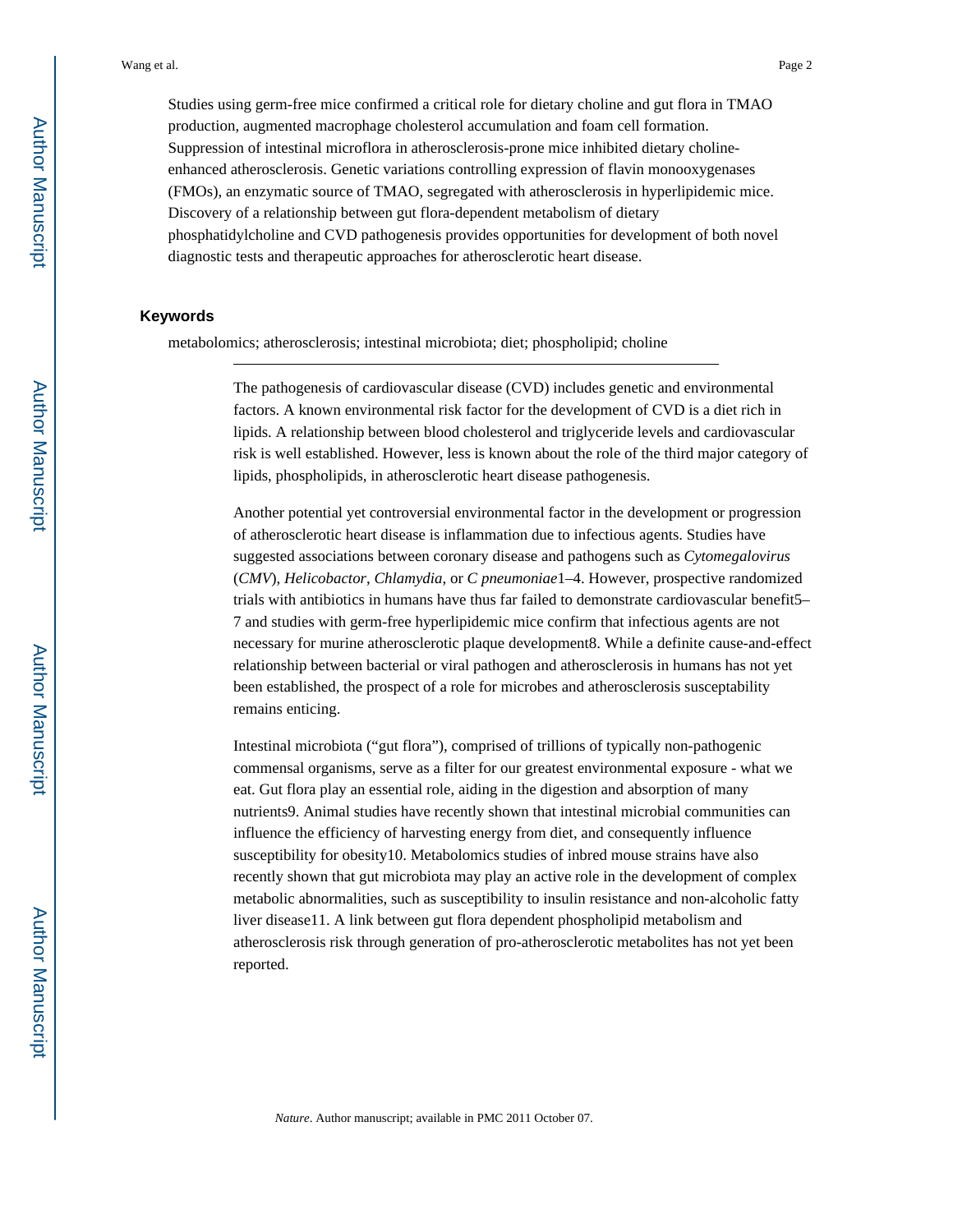Studies using germ-free mice confirmed a critical role for dietary choline and gut flora in TMAO production, augmented macrophage cholesterol accumulation and foam cell formation. Suppression of intestinal microflora in atherosclerosis-prone mice inhibited dietary choline-enhanced atherosclerosis. Genetic variations controlling expression of flavin monooxygenases (FMOs), an enzymatic source of TMAO, segregated with atherosclerosis in hyperlipidemic mice. Discovery of a relationship between gut flora-dependent metabolism of dietary phosphatidylcholine and CVD pathogenesis provides opportunities for development of both novel diagnostic tests and therapeutic approaches for atherosclerotic heart disease.

### Keywords

metabolomics; atherosclerosis; intestinal microbiota; diet; phospholipid; choline

---

The pathogenesis of cardiovascular disease (CVD) includes genetic and environmental factors. A known environmental risk factor for the development of CVD is a diet rich in lipids. A relationship between blood cholesterol and triglyceride levels and cardiovascular risk is well established. However, less is known about the role of the third major category of lipids, phospholipids, in atherosclerotic heart disease pathogenesis.

Another potential yet controversial environmental factor in the development or progression of atherosclerotic heart disease is inflammation due to infectious agents. Studies have suggested associations between coronary disease and pathogens such as *Cytomegalovirus* (*CMV*), *Helicobactor*, *Chlamydia*, or *C pneumoniae*[1–4]. However, prospective randomized trials with antibiotics in humans have thus far failed to demonstrate cardiovascular benefit[5–7] and studies with germ-free hyperlipidemic mice confirm that infectious agents are not necessary for murine atherosclerotic plaque development[8]. While a definite cause-and-effect relationship between bacterial or viral pathogen and atherosclerosis in humans has not yet been established, the prospect of a role for microbes and atherosclerosis susceptability remains enticing.

Intestinal microbiota ("gut flora"), comprised of trillions of typically non-pathogenic commensal organisms, serve as a filter for our greatest environmental exposure - what we eat. Gut flora play an essential role, aiding in the digestion and absorption of many nutrients[9]. Animal studies have recently shown that intestinal microbial communities can influence the efficiency of harvesting energy from diet, and consequently influence susceptibility for obesity[10]. Metabolomics studies of inbred mouse strains have also recently shown that gut microbiota may play an active role in the development of complex metabolic abnormalities, such as susceptibility to insulin resistance and non-alcoholic fatty liver disease[11]. A link between gut flora dependent phospholipid metabolism and atherosclerosis risk through generation of pro-atherosclerotic metabolites has not yet been reported.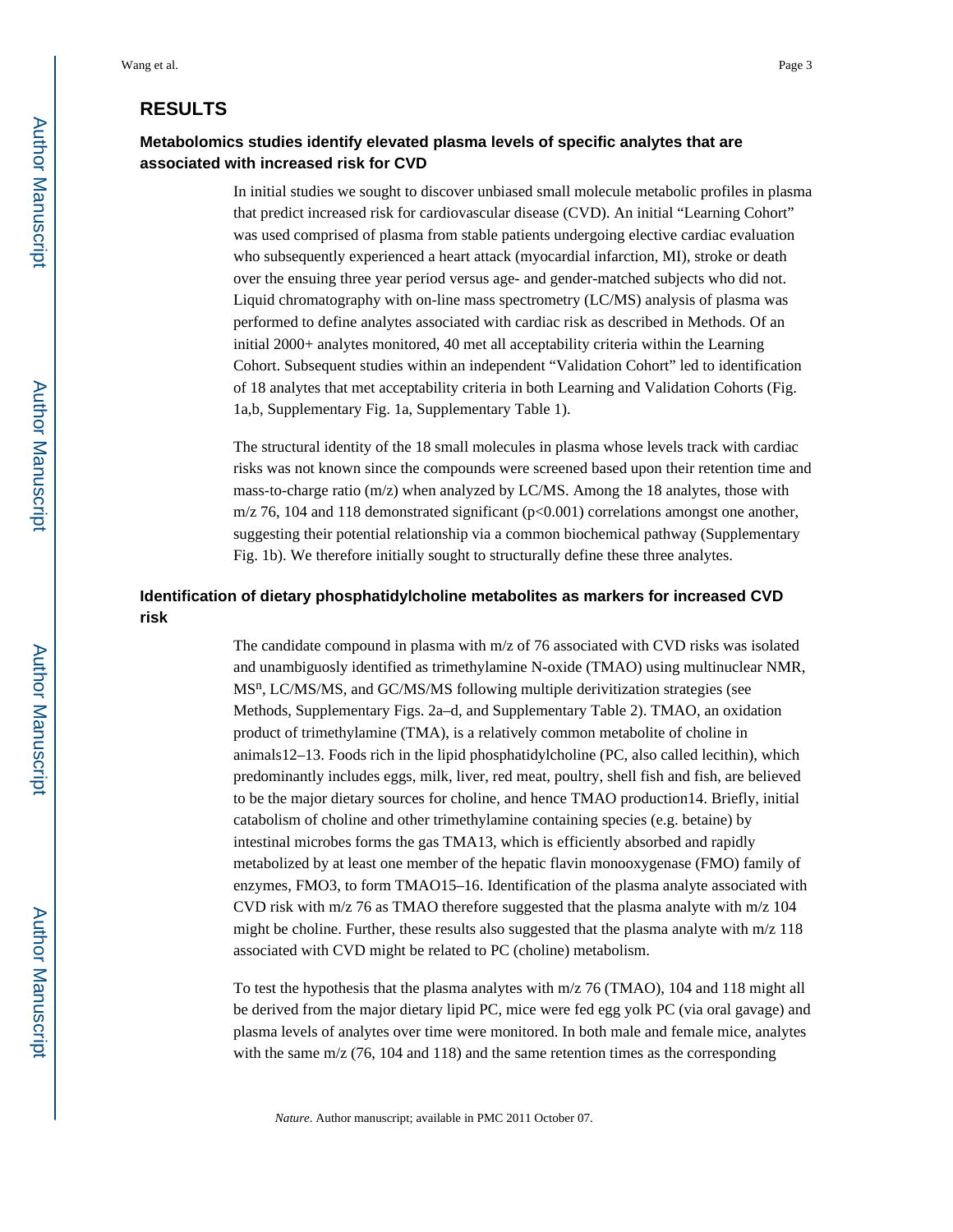## RESULTS

### Metabolomics studies identify elevated plasma levels of specific analytes that are associated with increased risk for CVD

In initial studies we sought to discover unbiased small molecule metabolic profiles in plasma that predict increased risk for cardiovascular disease (CVD). An initial "Learning Cohort" was used comprised of plasma from stable patients undergoing elective cardiac evaluation who subsequently experienced a heart attack (myocardial infarction, MI), stroke or death over the ensuing three year period versus age- and gender-matched subjects who did not. Liquid chromatography with on-line mass spectrometry (LC/MS) analysis of plasma was performed to define analytes associated with cardiac risk as described in Methods. Of an initial 2000+ analytes monitored, 40 met all acceptability criteria within the Learning Cohort. Subsequent studies within an independent "Validation Cohort" led to identification of 18 analytes that met acceptability criteria in both Learning and Validation Cohorts (Fig. 1a,b, Supplementary Fig. 1a, Supplementary Table 1).

The structural identity of the 18 small molecules in plasma whose levels track with cardiac risks was not known since the compounds were screened based upon their retention time and mass-to-charge ratio (m/z) when analyzed by LC/MS. Among the 18 analytes, those with m/z 76, 104 and 118 demonstrated significant ($p<0.001$) correlations amongst one another, suggesting their potential relationship via a common biochemical pathway (Supplementary Fig. 1b). We therefore initially sought to structurally define these three analytes.

### Identification of dietary phosphatidylcholine metabolites as markers for increased CVD risk

The candidate compound in plasma with m/z of 76 associated with CVD risks was isolated and unambiguosly identified as trimethylamine N-oxide (TMAO) using multinuclear NMR, $MS^n$, LC/MS/MS, and GC/MS/MS following multiple derivitization strategies (see Methods, Supplementary Figs. 2a–d, and Supplementary Table 2). TMAO, an oxidation product of trimethylamine (TMA), is a relatively common metabolite of choline in animals12–13. Foods rich in the lipid phosphatidylcholine (PC, also called lecithin), which predominantly includes eggs, milk, liver, red meat, poultry, shell fish and fish, are believed to be the major dietary sources for choline, and hence TMAO production14. Briefly, initial catabolism of choline and other trimethylamine containing species (e.g. betaine) by intestinal microbes forms the gas TMA13, which is efficiently absorbed and rapidly metabolized by at least one member of the hepatic flavin monooxygenase (FMO) family of enzymes, FMO3, to form TMAO15–16. Identification of the plasma analyte associated with CVD risk with m/z 76 as TMAO therefore suggested that the plasma analyte with m/z 104 might be choline. Further, these results also suggested that the plasma analyte with m/z 118 associated with CVD might be related to PC (choline) metabolism.

To test the hypothesis that the plasma analytes with m/z 76 (TMAO), 104 and 118 might all be derived from the major dietary lipid PC, mice were fed egg yolk PC (via oral gavage) and plasma levels of analytes over time were monitored. In both male and female mice, analytes with the same m/z (76, 104 and 118) and the same retention times as the corresponding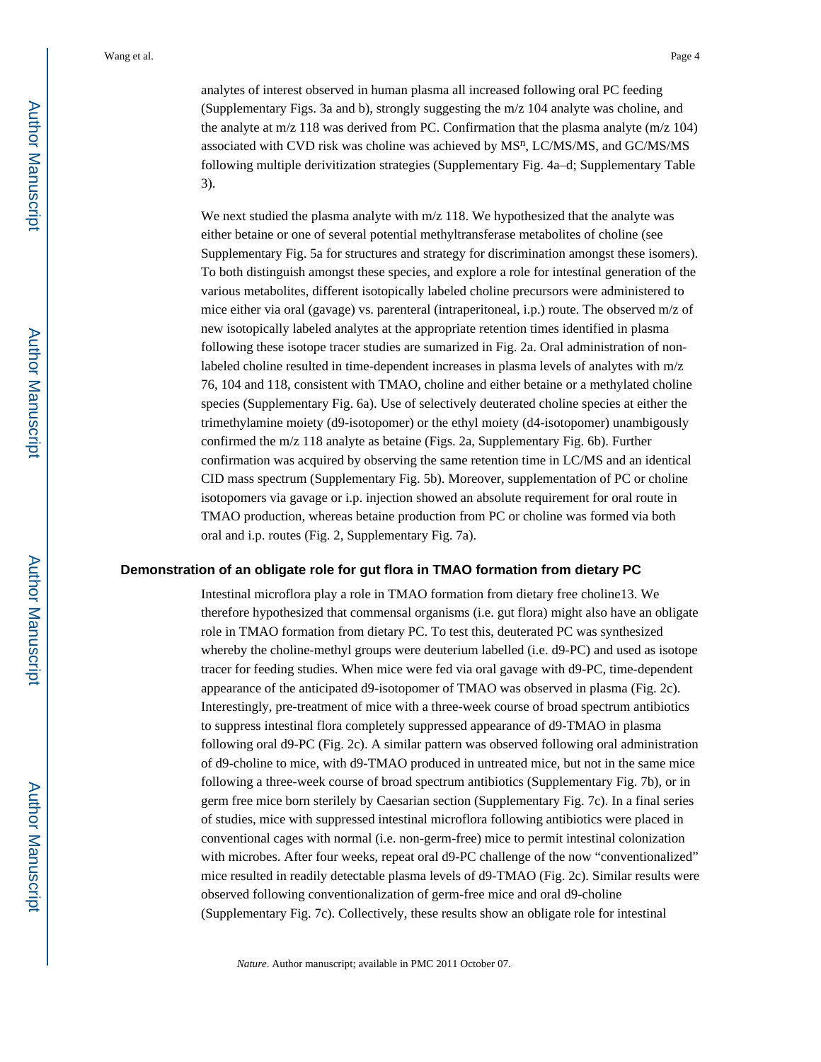analytes of interest observed in human plasma all increased following oral PC feeding (Supplementary Figs. 3a and b), strongly suggesting the m/z 104 analyte was choline, and the analyte at m/z 118 was derived from PC. Confirmation that the plasma analyte (m/z 104) associated with CVD risk was choline was achieved by $MS^n$, LC/MS/MS, and GC/MS/MS following multiple derivitization strategies (Supplementary Fig. 4a–d; Supplementary Table 3).

We next studied the plasma analyte with m/z 118. We hypothesized that the analyte was either betaine or one of several potential methyltransferase metabolites of choline (see Supplementary Fig. 5a for structures and strategy for discrimination amongst these isomers). To both distinguish amongst these species, and explore a role for intestinal generation of the various metabolites, different isotopically labeled choline precursors were administered to mice either via oral (gavage) vs. parenteral (intraperitoneal, i.p.) route. The observed m/z of new isotopically labeled analytes at the appropriate retention times identified in plasma following these isotope tracer studies are sumarized in Fig. 2a. Oral administration of non-labeled choline resulted in time-dependent increases in plasma levels of analytes with m/z 76, 104 and 118, consistent with TMAO, choline and either betaine or a methylated choline species (Supplementary Fig. 6a). Use of selectively deuterated choline species at either the trimethylamine moiety (d9-isotopomer) or the ethyl moiety (d4-isotopomer) unambigously confirmed the m/z 118 analyte as betaine (Figs. 2a, Supplementary Fig. 6b). Further confirmation was acquired by observing the same retention time in LC/MS and an identical CID mass spectrum (Supplementary Fig. 5b). Moreover, supplementation of PC or choline isotopomers via gavage or i.p. injection showed an absolute requirement for oral route in TMAO production, whereas betaine production from PC or choline was formed via both oral and i.p. routes (Fig. 2, Supplementary Fig. 7a).

## Demonstration of an obligate role for gut flora in TMAO formation from dietary PC

Intestinal microflora play a role in TMAO formation from dietary free choline13. We therefore hypothesized that commensal organisms (i.e. gut flora) might also have an obligate role in TMAO formation from dietary PC. To test this, deuterated PC was synthesized whereby the choline-methyl groups were deuterium labelled (i.e. d9-PC) and used as isotope tracer for feeding studies. When mice were fed via oral gavage with d9-PC, time-dependent appearance of the anticipated d9-isotopomer of TMAO was observed in plasma (Fig. 2c). Interestingly, pre-treatment of mice with a three-week course of broad spectrum antibiotics to suppress intestinal flora completely suppressed appearance of d9-TMAO in plasma following oral d9-PC (Fig. 2c). A similar pattern was observed following oral administration of d9-choline to mice, with d9-TMAO produced in untreated mice, but not in the same mice following a three-week course of broad spectrum antibiotics (Supplementary Fig. 7b), or in germ free mice born sterilely by Caesarian section (Supplementary Fig. 7c). In a final series of studies, mice with suppressed intestinal microflora following antibiotics were placed in conventional cages with normal (i.e. non-germ-free) mice to permit intestinal colonization with microbes. After four weeks, repeat oral d9-PC challenge of the now "conventionalized" mice resulted in readily detectable plasma levels of d9-TMAO (Fig. 2c). Similar results were observed following conventionalization of germ-free mice and oral d9-choline (Supplementary Fig. 7c). Collectively, these results show an obligate role for intestinal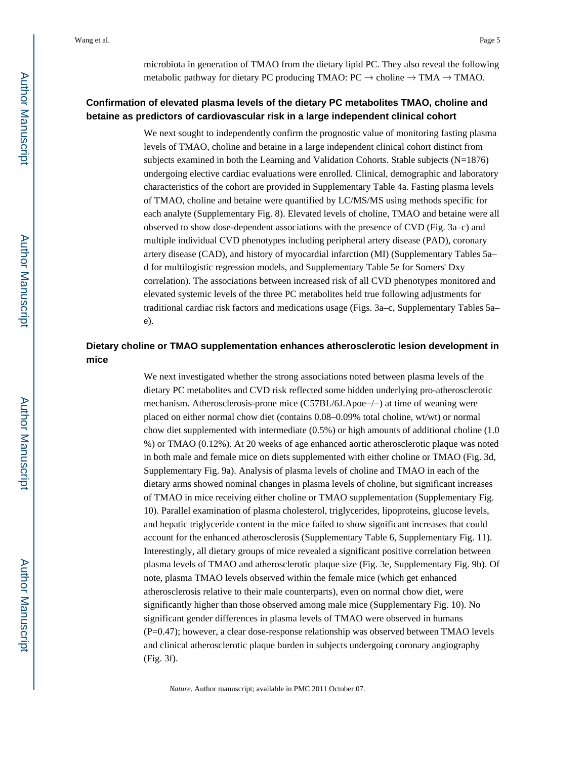microbiota in generation of TMAO from the dietary lipid PC. They also reveal the following metabolic pathway for dietary PC producing TMAO: PC → choline → TMA → TMAO.

## Confirmation of elevated plasma levels of the dietary PC metabolites TMAO, choline and betaine as predictors of cardiovascular risk in a large independent clinical cohort

We next sought to independently confirm the prognostic value of monitoring fasting plasma levels of TMAO, choline and betaine in a large independent clinical cohort distinct from subjects examined in both the Learning and Validation Cohorts. Stable subjects (N=1876) undergoing elective cardiac evaluations were enrolled. Clinical, demographic and laboratory characteristics of the cohort are provided in Supplementary Table 4a. Fasting plasma levels of TMAO, choline and betaine were quantified by LC/MS/MS using methods specific for each analyte (Supplementary Fig. 8). Elevated levels of choline, TMAO and betaine were all observed to show dose-dependent associations with the presence of CVD (Fig. 3a–c) and multiple individual CVD phenotypes including peripheral artery disease (PAD), coronary artery disease (CAD), and history of myocardial infarction (MI) (Supplementary Tables 5a–d for multilogistic regression models, and Supplementary Table 5e for Somers' Dxy correlation). The associations between increased risk of all CVD phenotypes monitored and elevated systemic levels of the three PC metabolites held true following adjustments for traditional cardiac risk factors and medications usage (Figs. 3a–c, Supplementary Tables 5a–e).

## Dietary choline or TMAO supplementation enhances atherosclerotic lesion development in mice

We next investigated whether the strong associations noted between plasma levels of the dietary PC metabolites and CVD risk reflected some hidden underlying pro-atherosclerotic mechanism. Atherosclerosis-prone mice (C57BL/6J.Apoe−/−) at time of weaning were placed on either normal chow diet (contains 0.08–0.09% total choline, wt/wt) or normal chow diet supplemented with intermediate (0.5%) or high amounts of additional choline (1.0 %) or TMAO (0.12%). At 20 weeks of age enhanced aortic atherosclerotic plaque was noted in both male and female mice on diets supplemented with either choline or TMAO (Fig. 3d, Supplementary Fig. 9a). Analysis of plasma levels of choline and TMAO in each of the dietary arms showed nominal changes in plasma levels of choline, but significant increases of TMAO in mice receiving either choline or TMAO supplementation (Supplementary Fig. 10). Parallel examination of plasma cholesterol, triglycerides, lipoproteins, glucose levels, and hepatic triglyceride content in the mice failed to show significant increases that could account for the enhanced atherosclerosis (Supplementary Table 6, Supplementary Fig. 11). Interestingly, all dietary groups of mice revealed a significant positive correlation between plasma levels of TMAO and atherosclerotic plaque size (Fig. 3e, Supplementary Fig. 9b). Of note, plasma TMAO levels observed within the female mice (which get enhanced atherosclerosis relative to their male counterparts), even on normal chow diet, were significantly higher than those observed among male mice (Supplementary Fig. 10). No significant gender differences in plasma levels of TMAO were observed in humans (P=0.47); however, a clear dose-response relationship was observed between TMAO levels and clinical atherosclerotic plaque burden in subjects undergoing coronary angiography (Fig. 3f).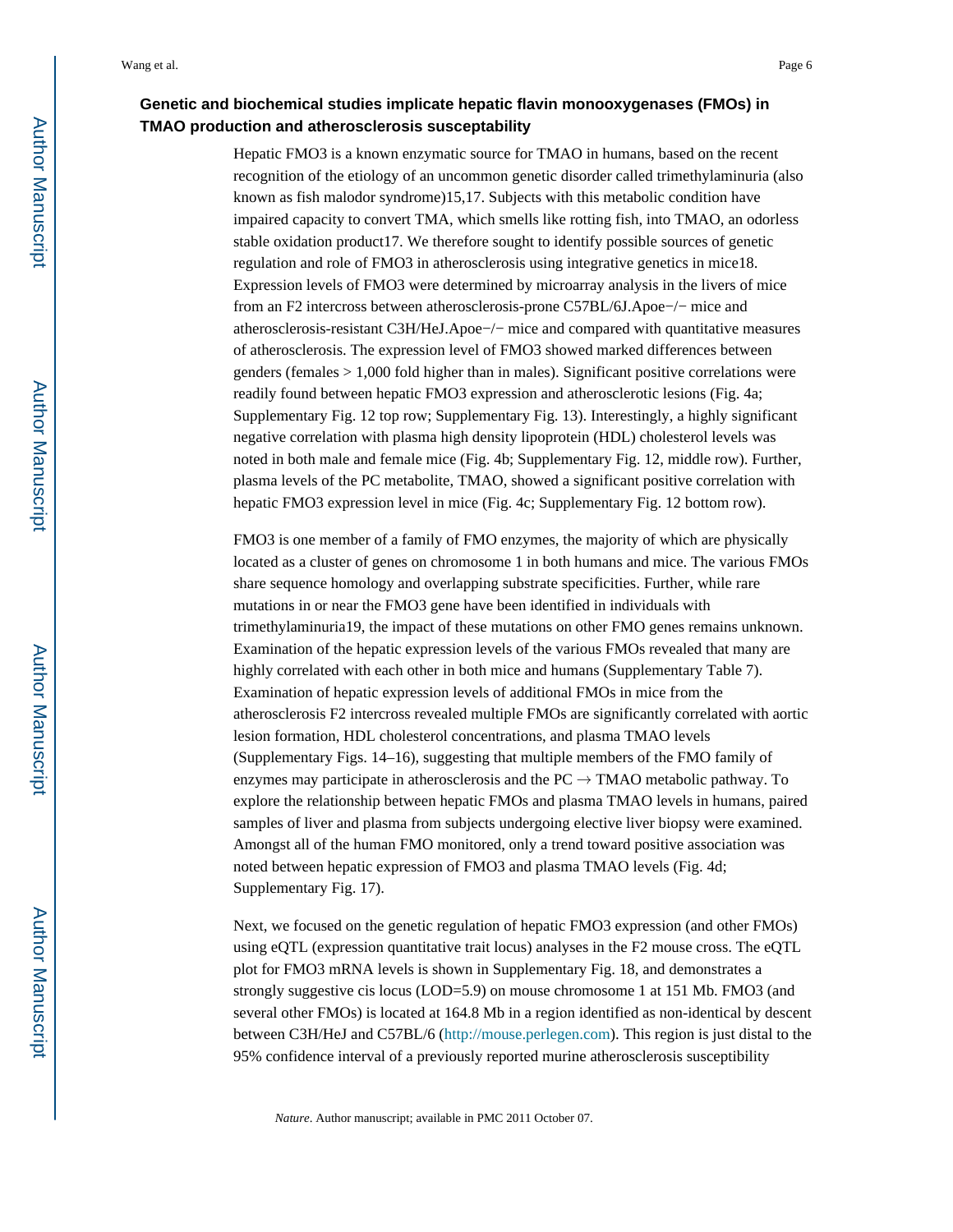### Genetic and biochemical studies implicate hepatic flavin monooxygenases (FMOs) in TMAO production and atherosclerosis susceptability

Hepatic FMO3 is a known enzymatic source for TMAO in humans, based on the recent recognition of the etiology of an uncommon genetic disorder called trimethylaminuria (also known as fish malodor syndrome)[15,17]. Subjects with this metabolic condition have impaired capacity to convert TMA, which smells like rotting fish, into TMAO, an odorless stable oxidation product[17]. We therefore sought to identify possible sources of genetic regulation and role of FMO3 in atherosclerosis using integrative genetics in mice[18]. Expression levels of FMO3 were determined by microarray analysis in the livers of mice from an F2 intercross between atherosclerosis-prone C57BL/6J.Apoe−/− mice and atherosclerosis-resistant C3H/HeJ.Apoe−/− mice and compared with quantitative measures of atherosclerosis. The expression level of FMO3 showed marked differences between genders (females > 1,000 fold higher than in males). Significant positive correlations were readily found between hepatic FMO3 expression and atherosclerotic lesions (Fig. 4a; Supplementary Fig. 12 top row; Supplementary Fig. 13). Interestingly, a highly significant negative correlation with plasma high density lipoprotein (HDL) cholesterol levels was noted in both male and female mice (Fig. 4b; Supplementary Fig. 12, middle row). Further, plasma levels of the PC metabolite, TMAO, showed a significant positive correlation with hepatic FMO3 expression level in mice (Fig. 4c; Supplementary Fig. 12 bottom row).

FMO3 is one member of a family of FMO enzymes, the majority of which are physically located as a cluster of genes on chromosome 1 in both humans and mice. The various FMOs share sequence homology and overlapping substrate specificities. Further, while rare mutations in or near the FMO3 gene have been identified in individuals with trimethylaminuria[19], the impact of these mutations on other FMO genes remains unknown. Examination of the hepatic expression levels of the various FMOs revealed that many are highly correlated with each other in both mice and humans (Supplementary Table 7). Examination of hepatic expression levels of additional FMOs in mice from the atherosclerosis F2 intercross revealed multiple FMOs are significantly correlated with aortic lesion formation, HDL cholesterol concentrations, and plasma TMAO levels (Supplementary Figs. 14–16), suggesting that multiple members of the FMO family of enzymes may participate in atherosclerosis and the PC → TMAO metabolic pathway. To explore the relationship between hepatic FMOs and plasma TMAO levels in humans, paired samples of liver and plasma from subjects undergoing elective liver biopsy were examined. Amongst all of the human FMO monitored, only a trend toward positive association was noted between hepatic expression of FMO3 and plasma TMAO levels (Fig. 4d; Supplementary Fig. 17).

Next, we focused on the genetic regulation of hepatic FMO3 expression (and other FMOs) using eQTL (expression quantitative trait locus) analyses in the F2 mouse cross. The eQTL plot for FMO3 mRNA levels is shown in Supplementary Fig. 18, and demonstrates a strongly suggestive cis locus (LOD=5.9) on mouse chromosome 1 at 151 Mb. FMO3 (and several other FMOs) is located at 164.8 Mb in a region identified as non-identical by descent between C3H/HeJ and C57BL/6 (http://mouse.perlegen.com). This region is just distal to the 95% confidence interval of a previously reported murine atherosclerosis susceptibility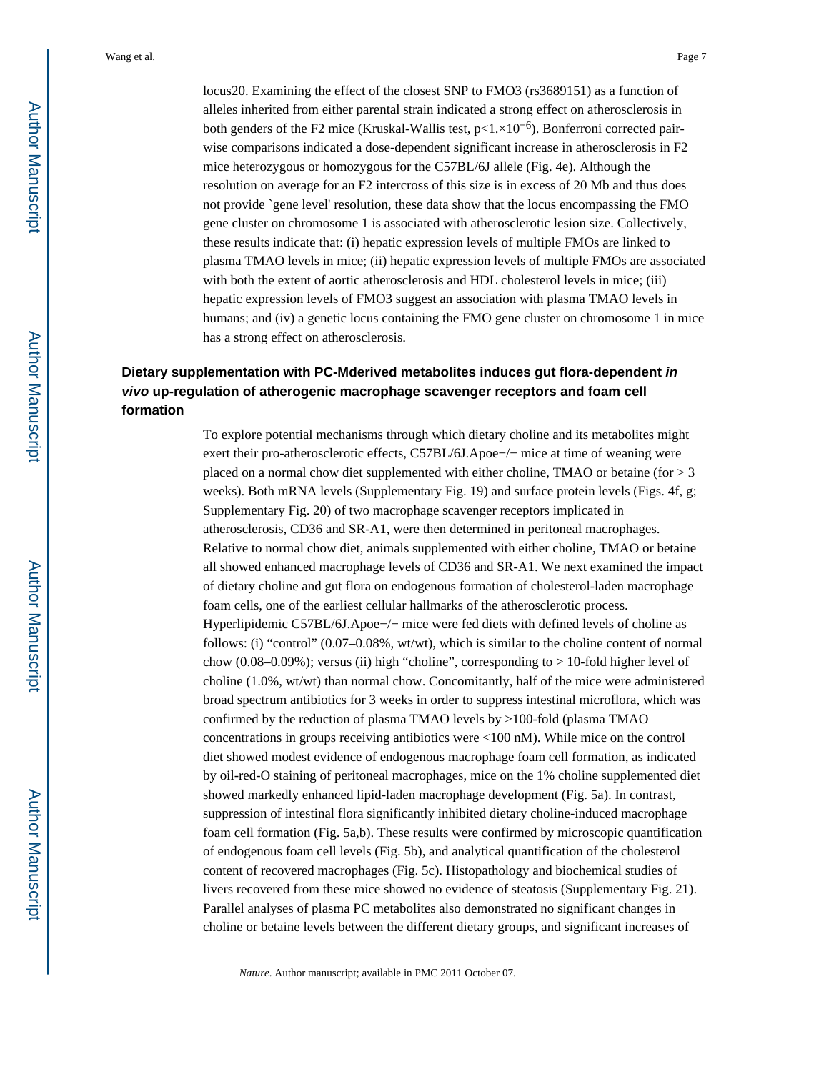locus20. Examining the effect of the closest SNP to FMO3 (rs3689151) as a function of alleles inherited from either parental strain indicated a strong effect on atherosclerosis in both genders of the F2 mice (Kruskal-Wallis test, $p<1.\times10^{-6}$). Bonferroni corrected pair-wise comparisons indicated a dose-dependent significant increase in atherosclerosis in F2 mice heterozygous or homozygous for the C57BL/6J allele (Fig. 4e). Although the resolution on average for an F2 intercross of this size is in excess of 20 Mb and thus does not provide `gene level' resolution, these data show that the locus encompassing the FMO gene cluster on chromosome 1 is associated with atherosclerotic lesion size. Collectively, these results indicate that: (i) hepatic expression levels of multiple FMOs are linked to plasma TMAO levels in mice; (ii) hepatic expression levels of multiple FMOs are associated with both the extent of aortic atherosclerosis and HDL cholesterol levels in mice; (iii) hepatic expression levels of FMO3 suggest an association with plasma TMAO levels in humans; and (iv) a genetic locus containing the FMO gene cluster on chromosome 1 in mice has a strong effect on atherosclerosis.

## Dietary supplementation with PC-Mderived metabolites induces gut flora-dependent *in vivo* up-regulation of atherogenic macrophage scavenger receptors and foam cell formation

To explore potential mechanisms through which dietary choline and its metabolites might exert their pro-atherosclerotic effects, C57BL/6J.Apoe−/− mice at time of weaning were placed on a normal chow diet supplemented with either choline, TMAO or betaine (for > 3 weeks). Both mRNA levels (Supplementary Fig. 19) and surface protein levels (Figs. 4f, g; Supplementary Fig. 20) of two macrophage scavenger receptors implicated in atherosclerosis, CD36 and SR-A1, were then determined in peritoneal macrophages. Relative to normal chow diet, animals supplemented with either choline, TMAO or betaine all showed enhanced macrophage levels of CD36 and SR-A1. We next examined the impact of dietary choline and gut flora on endogenous formation of cholesterol-laden macrophage foam cells, one of the earliest cellular hallmarks of the atherosclerotic process. Hyperlipidemic C57BL/6J.Apoe−/− mice were fed diets with defined levels of choline as follows: (i) "control" (0.07–0.08%, wt/wt), which is similar to the choline content of normal chow (0.08–0.09%); versus (ii) high "choline", corresponding to > 10-fold higher level of choline (1.0%, wt/wt) than normal chow. Concomitantly, half of the mice were administered broad spectrum antibiotics for 3 weeks in order to suppress intestinal microflora, which was confirmed by the reduction of plasma TMAO levels by >100-fold (plasma TMAO concentrations in groups receiving antibiotics were <100 nM). While mice on the control diet showed modest evidence of endogenous macrophage foam cell formation, as indicated by oil-red-O staining of peritoneal macrophages, mice on the 1% choline supplemented diet showed markedly enhanced lipid-laden macrophage development (Fig. 5a). In contrast, suppression of intestinal flora significantly inhibited dietary choline-induced macrophage foam cell formation (Fig. 5a,b). These results were confirmed by microscopic quantification of endogenous foam cell levels (Fig. 5b), and analytical quantification of the cholesterol content of recovered macrophages (Fig. 5c). Histopathology and biochemical studies of livers recovered from these mice showed no evidence of steatosis (Supplementary Fig. 21). Parallel analyses of plasma PC metabolites also demonstrated no significant changes in choline or betaine levels between the different dietary groups, and significant increases of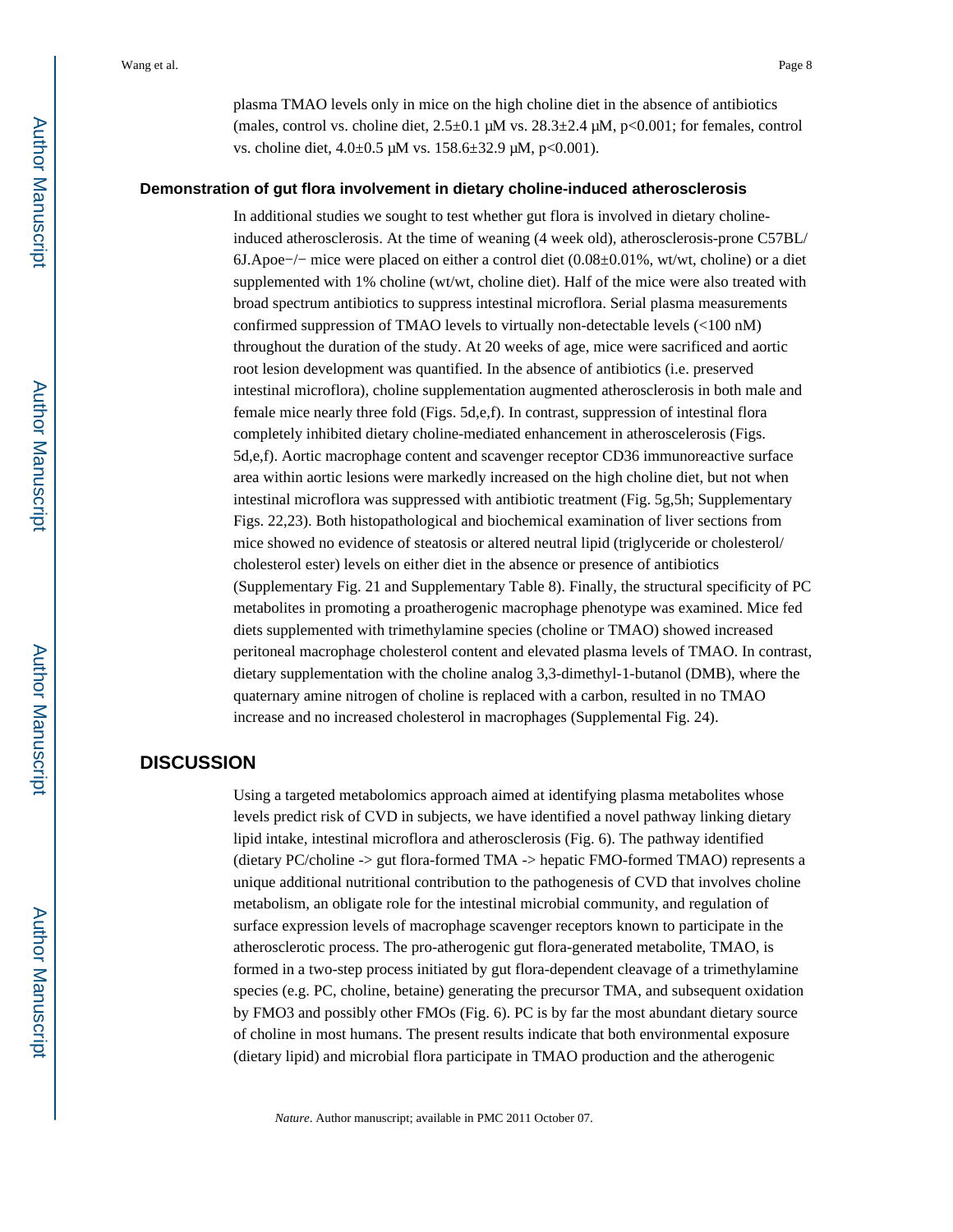plasma TMAO levels only in mice on the high choline diet in the absence of antibiotics (males, control vs. choline diet, 2.5±0.1 μM vs. 28.3±2.4 μM, $p<0.001$; for females, control vs. choline diet, 4.0±0.5 μM vs. 158.6±32.9 μM, $p<0.001$).

### Demonstration of gut flora involvement in dietary choline-induced atherosclerosis

In additional studies we sought to test whether gut flora is involved in dietary choline-induced atherosclerosis. At the time of weaning (4 week old), atherosclerosis-prone C57BL/6J.Apoe−/− mice were placed on either a control diet (0.08±0.01%, wt/wt, choline) or a diet supplemented with 1% choline (wt/wt, choline diet). Half of the mice were also treated with broad spectrum antibiotics to suppress intestinal microflora. Serial plasma measurements confirmed suppression of TMAO levels to virtually non-detectable levels (<100 nM) throughout the duration of the study. At 20 weeks of age, mice were sacrificed and aortic root lesion development was quantified. In the absence of antibiotics (i.e. preserved intestinal microflora), choline supplementation augmented atherosclerosis in both male and female mice nearly three fold (Figs. 5d,e,f). In contrast, suppression of intestinal flora completely inhibited dietary choline-mediated enhancement in atheroscelerosis (Figs. 5d,e,f). Aortic macrophage content and scavenger receptor CD36 immunoreactive surface area within aortic lesions were markedly increased on the high choline diet, but not when intestinal microflora was suppressed with antibiotic treatment (Fig. 5g,5h; Supplementary Figs. 22,23). Both histopathological and biochemical examination of liver sections from mice showed no evidence of steatosis or altered neutral lipid (triglyceride or cholesterol/cholesterol ester) levels on either diet in the absence or presence of antibiotics (Supplementary Fig. 21 and Supplementary Table 8). Finally, the structural specificity of PC metabolites in promoting a proatherogenic macrophage phenotype was examined. Mice fed diets supplemented with trimethylamine species (choline or TMAO) showed increased peritoneal macrophage cholesterol content and elevated plasma levels of TMAO. In contrast, dietary supplementation with the choline analog 3,3-dimethyl-1-butanol (DMB), where the quaternary amine nitrogen of choline is replaced with a carbon, resulted in no TMAO increase and no increased cholesterol in macrophages (Supplemental Fig. 24).

## DISCUSSION

Using a targeted metabolomics approach aimed at identifying plasma metabolites whose levels predict risk of CVD in subjects, we have identified a novel pathway linking dietary lipid intake, intestinal microflora and atherosclerosis (Fig. 6). The pathway identified (dietary PC/choline -> gut flora-formed TMA -> hepatic FMO-formed TMAO) represents a unique additional nutritional contribution to the pathogenesis of CVD that involves choline metabolism, an obligate role for the intestinal microbial community, and regulation of surface expression levels of macrophage scavenger receptors known to participate in the atherosclerotic process. The pro-atherogenic gut flora-generated metabolite, TMAO, is formed in a two-step process initiated by gut flora-dependent cleavage of a trimethylamine species (e.g. PC, choline, betaine) generating the precursor TMA, and subsequent oxidation by FMO3 and possibly other FMOs (Fig. 6). PC is by far the most abundant dietary source of choline in most humans. The present results indicate that both environmental exposure (dietary lipid) and microbial flora participate in TMAO production and the atherogenic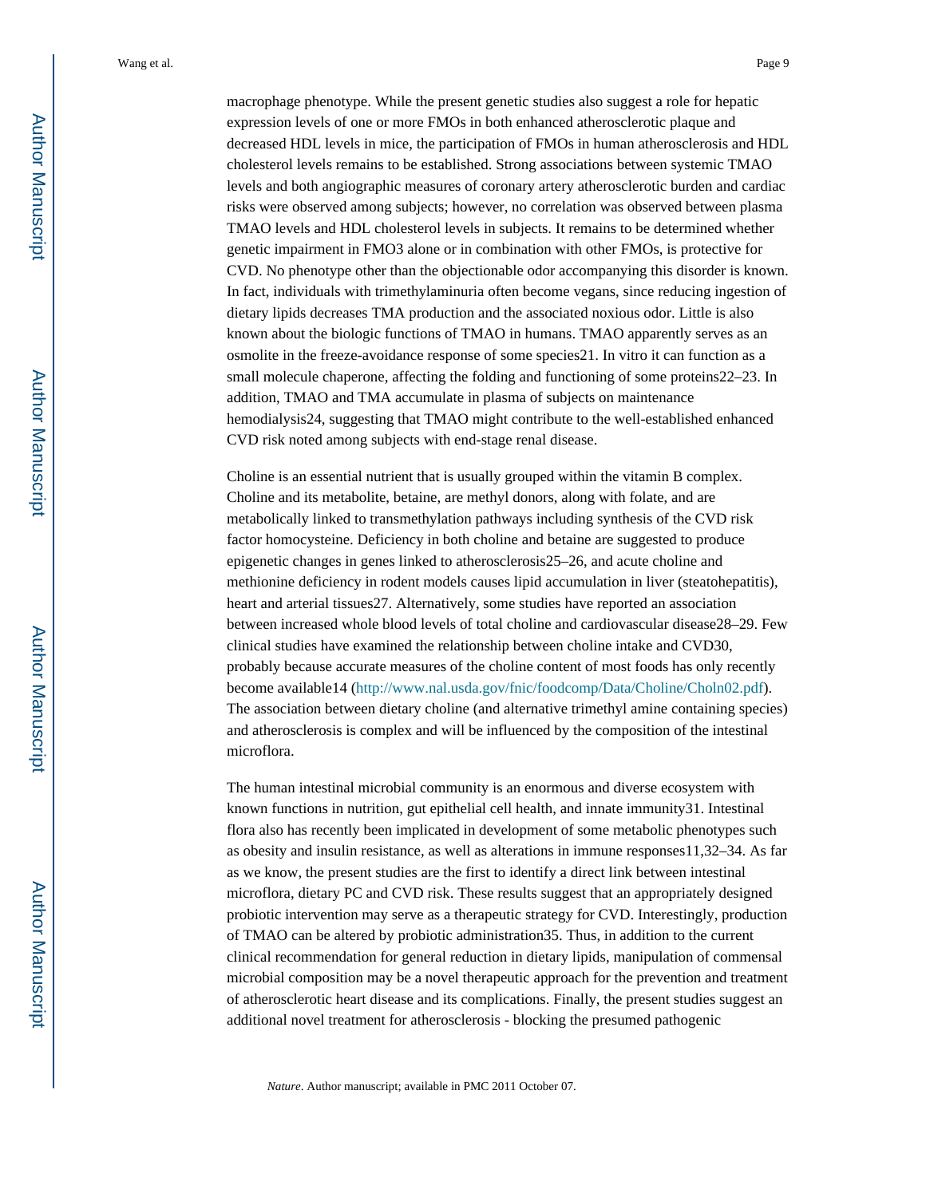macrophage phenotype. While the present genetic studies also suggest a role for hepatic expression levels of one or more FMOs in both enhanced atherosclerotic plaque and decreased HDL levels in mice, the participation of FMOs in human atherosclerosis and HDL cholesterol levels remains to be established. Strong associations between systemic TMAO levels and both angiographic measures of coronary artery atherosclerotic burden and cardiac risks were observed among subjects; however, no correlation was observed between plasma TMAO levels and HDL cholesterol levels in subjects. It remains to be determined whether genetic impairment in FMO3 alone or in combination with other FMOs, is protective for CVD. No phenotype other than the objectionable odor accompanying this disorder is known. In fact, individuals with trimethylaminuria often become vegans, since reducing ingestion of dietary lipids decreases TMA production and the associated noxious odor. Little is also known about the biologic functions of TMAO in humans. TMAO apparently serves as an osmolite in the freeze-avoidance response of some species[21]. In vitro it can function as a small molecule chaperone, affecting the folding and functioning of some proteins[22–23]. In addition, TMAO and TMA accumulate in plasma of subjects on maintenance hemodialysis[24], suggesting that TMAO might contribute to the well-established enhanced CVD risk noted among subjects with end-stage renal disease.

Choline is an essential nutrient that is usually grouped within the vitamin B complex. Choline and its metabolite, betaine, are methyl donors, along with folate, and are metabolically linked to transmethylation pathways including synthesis of the CVD risk factor homocysteine. Deficiency in both choline and betaine are suggested to produce epigenetic changes in genes linked to atherosclerosis[25–26], and acute choline and methionine deficiency in rodent models causes lipid accumulation in liver (steatohepatitis), heart and arterial tissues[27]. Alternatively, some studies have reported an association between increased whole blood levels of total choline and cardiovascular disease[28–29]. Few clinical studies have examined the relationship between choline intake and CVD[30], probably because accurate measures of the choline content of most foods has only recently become available[14] (http://www.nal.usda.gov/fnic/foodcomp/Data/Choline/Choln02.pdf). The association between dietary choline (and alternative trimethyl amine containing species) and atherosclerosis is complex and will be influenced by the composition of the intestinal microflora.

The human intestinal microbial community is an enormous and diverse ecosystem with known functions in nutrition, gut epithelial cell health, and innate immunity[31]. Intestinal flora also has recently been implicated in development of some metabolic phenotypes such as obesity and insulin resistance, as well as alterations in immune responses[11,32–34]. As far as we know, the present studies are the first to identify a direct link between intestinal microflora, dietary PC and CVD risk. These results suggest that an appropriately designed probiotic intervention may serve as a therapeutic strategy for CVD. Interestingly, production of TMAO can be altered by probiotic administration[35]. Thus, in addition to the current clinical recommendation for general reduction in dietary lipids, manipulation of commensal microbial composition may be a novel therapeutic approach for the prevention and treatment of atherosclerotic heart disease and its complications. Finally, the present studies suggest an additional novel treatment for atherosclerosis - blocking the presumed pathogenic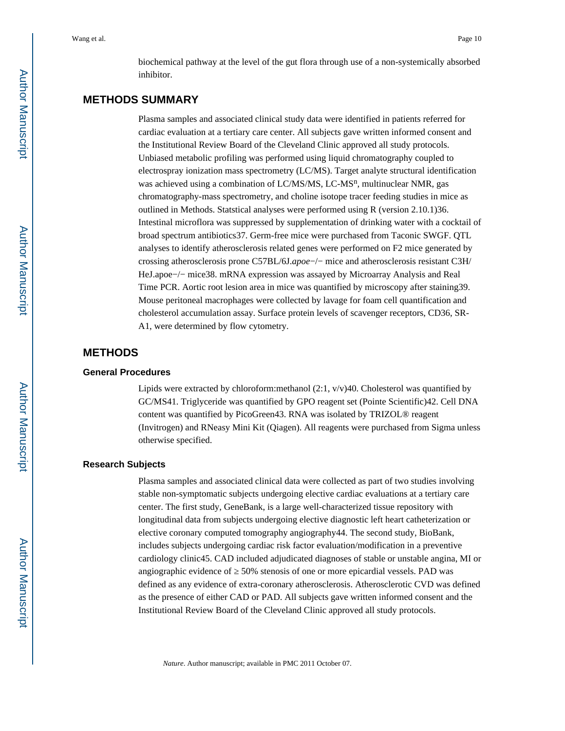biochemical pathway at the level of the gut flora through use of a non-systemically absorbed inhibitor.

## METHODS SUMMARY

Plasma samples and associated clinical study data were identified in patients referred for cardiac evaluation at a tertiary care center. All subjects gave written informed consent and the Institutional Review Board of the Cleveland Clinic approved all study protocols. Unbiased metabolic profiling was performed using liquid chromatography coupled to electrospray ionization mass spectrometry (LC/MS). Target analyte structural identification was achieved using a combination of LC/MS/MS, LC-MS$^n$, multinuclear NMR, gas chromatography-mass spectrometry, and choline isotope tracer feeding studies in mice as outlined in Methods. Statstical analyses were performed using R (version 2.10.1)36. Intestinal microflora was suppressed by supplementation of drinking water with a cocktail of broad spectrum antibiotics37. Germ-free mice were purchased from Taconic SWGF. QTL analyses to identify atherosclerosis related genes were performed on F2 mice generated by crossing atherosclerosis prone C57BL/6J.*apoe*−/− mice and atherosclerosis resistant C3H/HeJ.apoe−/− mice38. mRNA expression was assayed by Microarray Analysis and Real Time PCR. Aortic root lesion area in mice was quantified by microscopy after staining39. Mouse peritoneal macrophages were collected by lavage for foam cell quantification and cholesterol accumulation assay. Surface protein levels of scavenger receptors, CD36, SR-A1, were determined by flow cytometry.

## METHODS

### General Procedures

Lipids were extracted by chloroform:methanol (2:1, v/v)40. Cholesterol was quantified by GC/MS41. Triglyceride was quantified by GPO reagent set (Pointe Scientific)42. Cell DNA content was quantified by PicoGreen43. RNA was isolated by TRIZOL® reagent (Invitrogen) and RNeasy Mini Kit (Qiagen). All reagents were purchased from Sigma unless otherwise specified.

### Research Subjects

Plasma samples and associated clinical data were collected as part of two studies involving stable non-symptomatic subjects undergoing elective cardiac evaluations at a tertiary care center. The first study, GeneBank, is a large well-characterized tissue repository with longitudinal data from subjects undergoing elective diagnostic left heart catheterization or elective coronary computed tomography angiography44. The second study, BioBank, includes subjects undergoing cardiac risk factor evaluation/modification in a preventive cardiology clinic45. CAD included adjudicated diagnoses of stable or unstable angina, MI or angiographic evidence of ≥ 50% stenosis of one or more epicardial vessels. PAD was defined as any evidence of extra-coronary atherosclerosis. Atherosclerotic CVD was defined as the presence of either CAD or PAD. All subjects gave written informed consent and the Institutional Review Board of the Cleveland Clinic approved all study protocols.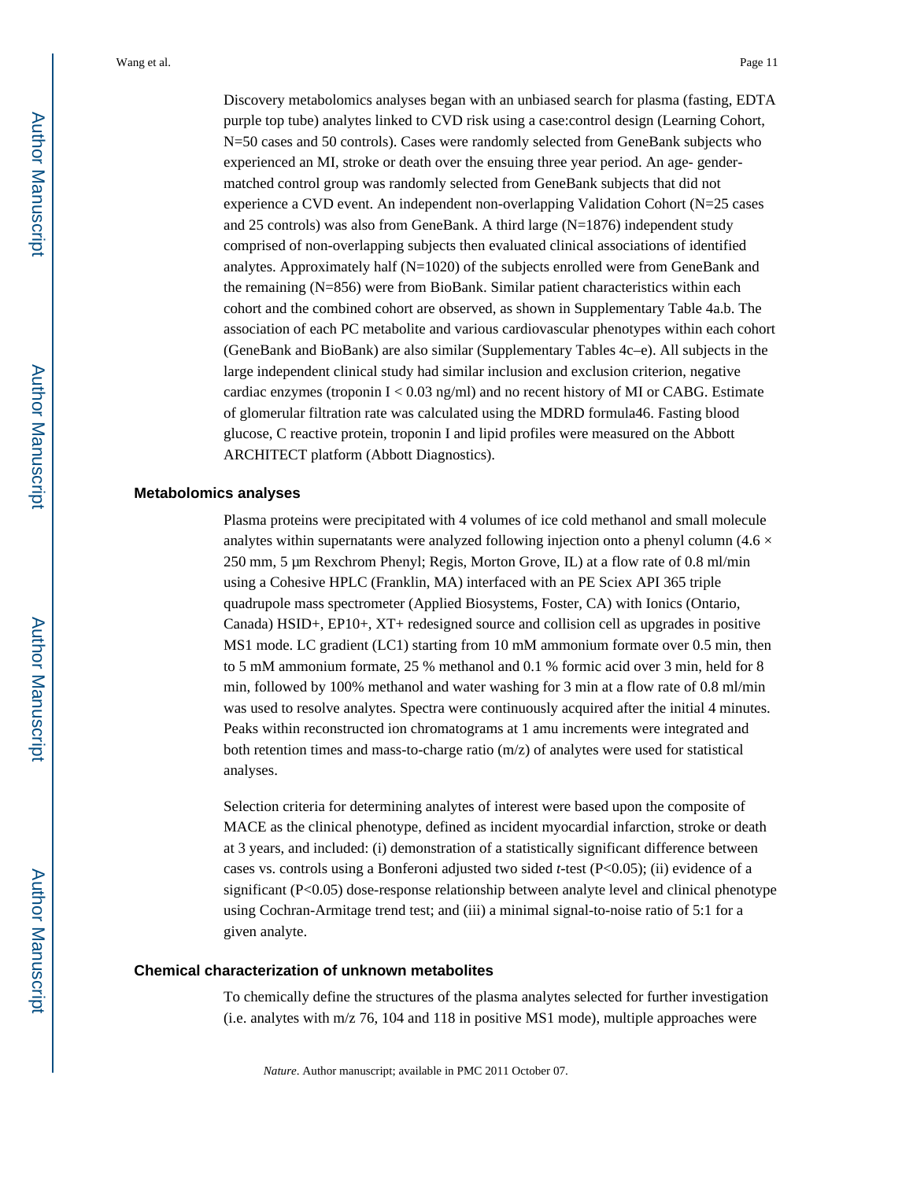Discovery metabolomics analyses began with an unbiased search for plasma (fasting, EDTA purple top tube) analytes linked to CVD risk using a case:control design (Learning Cohort, N=50 cases and 50 controls). Cases were randomly selected from GeneBank subjects who experienced an MI, stroke or death over the ensuing three year period. An age- gender-matched control group was randomly selected from GeneBank subjects that did not experience a CVD event. An independent non-overlapping Validation Cohort (N=25 cases and 25 controls) was also from GeneBank. A third large (N=1876) independent study comprised of non-overlapping subjects then evaluated clinical associations of identified analytes. Approximately half (N=1020) of the subjects enrolled were from GeneBank and the remaining (N=856) were from BioBank. Similar patient characteristics within each cohort and the combined cohort are observed, as shown in Supplementary Table 4a.b. The association of each PC metabolite and various cardiovascular phenotypes within each cohort (GeneBank and BioBank) are also similar (Supplementary Tables 4c–e). All subjects in the large independent clinical study had similar inclusion and exclusion criterion, negative cardiac enzymes (troponin I < 0.03 ng/ml) and no recent history of MI or CABG. Estimate of glomerular filtration rate was calculated using the MDRD formula46. Fasting blood glucose, C reactive protein, troponin I and lipid profiles were measured on the Abbott ARCHITECT platform (Abbott Diagnostics).

### Metabolomics analyses

Plasma proteins were precipitated with 4 volumes of ice cold methanol and small molecule analytes within supernatants were analyzed following injection onto a phenyl column (4.6 × 250 mm, 5 μm Rexchrom Phenyl; Regis, Morton Grove, IL) at a flow rate of 0.8 ml/min using a Cohesive HPLC (Franklin, MA) interfaced with an PE Sciex API 365 triple quadrupole mass spectrometer (Applied Biosystems, Foster, CA) with Ionics (Ontario, Canada) HSID+, EP10+, XT+ redesigned source and collision cell as upgrades in positive MS1 mode. LC gradient (LC1) starting from 10 mM ammonium formate over 0.5 min, then to 5 mM ammonium formate, 25 % methanol and 0.1 % formic acid over 3 min, held for 8 min, followed by 100% methanol and water washing for 3 min at a flow rate of 0.8 ml/min was used to resolve analytes. Spectra were continuously acquired after the initial 4 minutes. Peaks within reconstructed ion chromatograms at 1 amu increments were integrated and both retention times and mass-to-charge ratio (m/z) of analytes were used for statistical analyses.

Selection criteria for determining analytes of interest were based upon the composite of MACE as the clinical phenotype, defined as incident myocardial infarction, stroke or death at 3 years, and included: (i) demonstration of a statistically significant difference between cases vs. controls using a Bonferoni adjusted two sided *t*-test ($P<0.05$); (ii) evidence of a significant ($P<0.05$) dose-response relationship between analyte level and clinical phenotype using Cochran-Armitage trend test; and (iii) a minimal signal-to-noise ratio of 5:1 for a given analyte.

### Chemical characterization of unknown metabolites

To chemically define the structures of the plasma analytes selected for further investigation (i.e. analytes with m/z 76, 104 and 118 in positive MS1 mode), multiple approaches were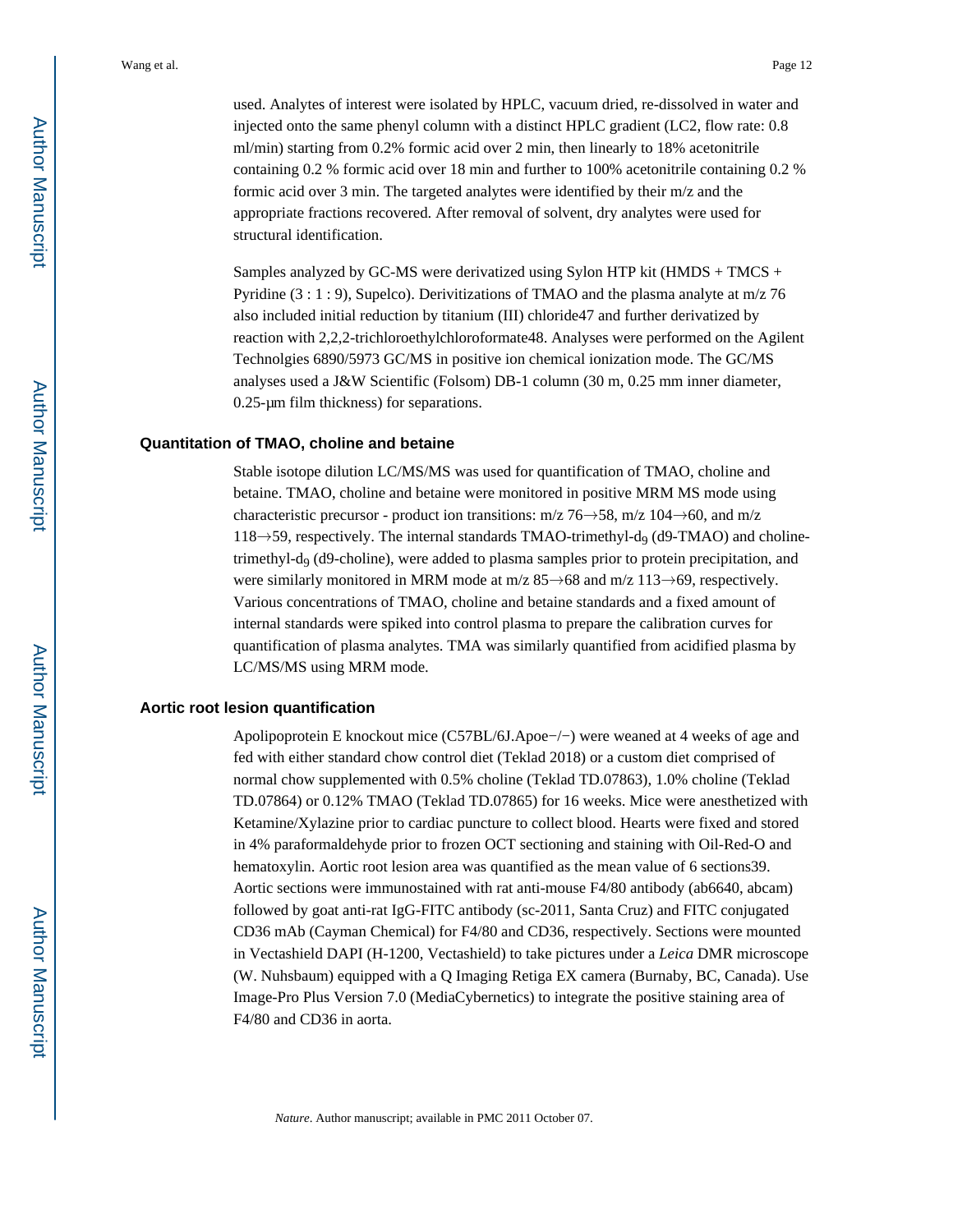used. Analytes of interest were isolated by HPLC, vacuum dried, re-dissolved in water and injected onto the same phenyl column with a distinct HPLC gradient (LC2, flow rate: 0.8 ml/min) starting from 0.2% formic acid over 2 min, then linearly to 18% acetonitrile containing 0.2 % formic acid over 18 min and further to 100% acetonitrile containing 0.2 % formic acid over 3 min. The targeted analytes were identified by their m/z and the appropriate fractions recovered. After removal of solvent, dry analytes were used for structural identification.

Samples analyzed by GC-MS were derivatized using Sylon HTP kit (HMDS + TMCS + Pyridine (3 : 1 : 9), Supelco). Derivitizations of TMAO and the plasma analyte at m/z 76 also included initial reduction by titanium (III) chloride[47] and further derivatized by reaction with 2,2,2-trichloroethylchloroformate[48]. Analyses were performed on the Agilent Technolgies 6890/5973 GC/MS in positive ion chemical ionization mode. The GC/MS analyses used a J&W Scientific (Folsom) DB-1 column (30 m, 0.25 mm inner diameter, 0.25-μm film thickness) for separations.

### Quantitation of TMAO, choline and betaine

Stable isotope dilution LC/MS/MS was used for quantification of TMAO, choline and betaine. TMAO, choline and betaine were monitored in positive MRM MS mode using characteristic precursor - product ion transitions: m/z 76→58, m/z 104→60, and m/z 118→59, respectively. The internal standards TMAO-trimethyl-$d_9$ (d9-TMAO) and choline-trimethyl-$d_9$ (d9-choline), were added to plasma samples prior to protein precipitation, and were similarly monitored in MRM mode at m/z 85→68 and m/z 113→69, respectively. Various concentrations of TMAO, choline and betaine standards and a fixed amount of internal standards were spiked into control plasma to prepare the calibration curves for quantification of plasma analytes. TMA was similarly quantified from acidified plasma by LC/MS/MS using MRM mode.

### Aortic root lesion quantification

Apolipoprotein E knockout mice (C57BL/6J.Apoe−/−) were weaned at 4 weeks of age and fed with either standard chow control diet (Teklad 2018) or a custom diet comprised of normal chow supplemented with 0.5% choline (Teklad TD.07863), 1.0% choline (Teklad TD.07864) or 0.12% TMAO (Teklad TD.07865) for 16 weeks. Mice were anesthetized with Ketamine/Xylazine prior to cardiac puncture to collect blood. Hearts were fixed and stored in 4% paraformaldehyde prior to frozen OCT sectioning and staining with Oil-Red-O and hematoxylin. Aortic root lesion area was quantified as the mean value of 6 sections[39]. Aortic sections were immunostained with rat anti-mouse F4/80 antibody (ab6640, abcam) followed by goat anti-rat IgG-FITC antibody (sc-2011, Santa Cruz) and FITC conjugated CD36 mAb (Cayman Chemical) for F4/80 and CD36, respectively. Sections were mounted in Vectashield DAPI (H-1200, Vectashield) to take pictures under a *Leica* DMR microscope (W. Nuhsbaum) equipped with a Q Imaging Retiga EX camera (Burnaby, BC, Canada). Use Image-Pro Plus Version 7.0 (MediaCybernetics) to integrate the positive staining area of F4/80 and CD36 in aorta.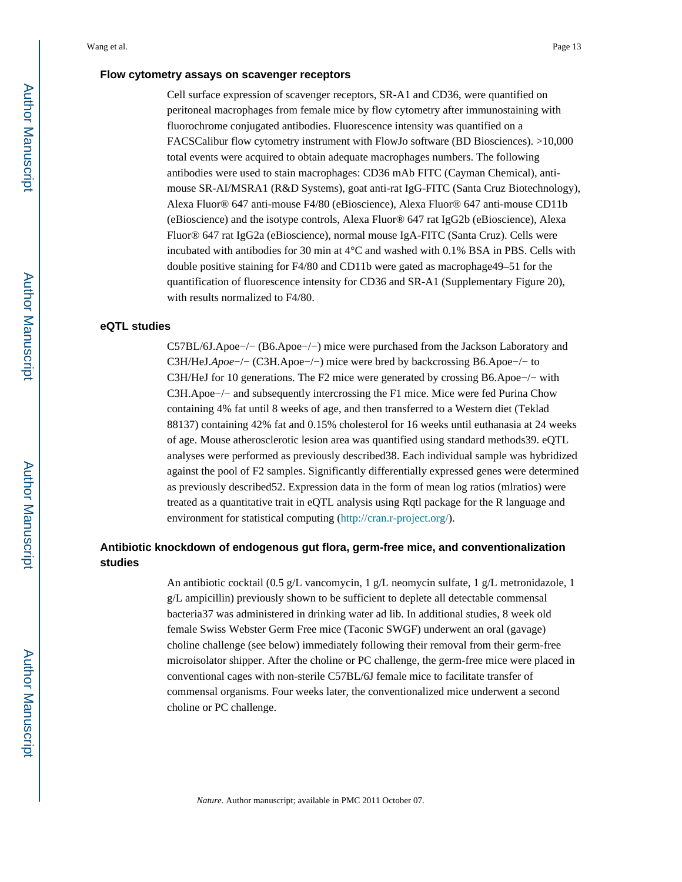### Flow cytometry assays on scavenger receptors

Cell surface expression of scavenger receptors, SR-A1 and CD36, were quantified on peritoneal macrophages from female mice by flow cytometry after immunostaining with fluorochrome conjugated antibodies. Fluorescence intensity was quantified on a FACSCalibur flow cytometry instrument with FlowJo software (BD Biosciences). >10,000 total events were acquired to obtain adequate macrophages numbers. The following antibodies were used to stain macrophages: CD36 mAb FITC (Cayman Chemical), anti-mouse SR-AI/MSRA1 (R&D Systems), goat anti-rat IgG-FITC (Santa Cruz Biotechnology), Alexa Fluor® 647 anti-mouse F4/80 (eBioscience), Alexa Fluor® 647 anti-mouse CD11b (eBioscience) and the isotype controls, Alexa Fluor® 647 rat IgG2b (eBioscience), Alexa Fluor® 647 rat IgG2a (eBioscience), normal mouse IgA-FITC (Santa Cruz). Cells were incubated with antibodies for 30 min at 4°C and washed with 0.1% BSA in PBS. Cells with double positive staining for F4/80 and CD11b were gated as macrophage[49–51] for the quantification of fluorescence intensity for CD36 and SR-A1 (Supplementary Figure 20), with results normalized to F4/80.

### eQTL studies

C57BL/6J.Apoe−/− (B6.Apoe−/−) mice were purchased from the Jackson Laboratory and C3H/HeJ.*Apoe*−/− (C3H.Apoe−/−) mice were bred by backcrossing B6.Apoe−/− to C3H/HeJ for 10 generations. The F2 mice were generated by crossing B6.Apoe−/− with C3H.Apoe−/− and subsequently intercrossing the F1 mice. Mice were fed Purina Chow containing 4% fat until 8 weeks of age, and then transferred to a Western diet (Teklad 88137) containing 42% fat and 0.15% cholesterol for 16 weeks until euthanasia at 24 weeks of age. Mouse atherosclerotic lesion area was quantified using standard methods[39]. eQTL analyses were performed as previously described[38]. Each individual sample was hybridized against the pool of F2 samples. Significantly differentially expressed genes were determined as previously described[52]. Expression data in the form of mean log ratios (mlratios) were treated as a quantitative trait in eQTL analysis using Rqtl package for the R language and environment for statistical computing (http://cran.r-project.org/).

### Antibiotic knockdown of endogenous gut flora, germ-free mice, and conventionalization studies

An antibiotic cocktail (0.5 g/L vancomycin, 1 g/L neomycin sulfate, 1 g/L metronidazole, 1 g/L ampicillin) previously shown to be sufficient to deplete all detectable commensal bacteria[37] was administered in drinking water ad lib. In additional studies, 8 week old female Swiss Webster Germ Free mice (Taconic SWGF) underwent an oral (gavage) choline challenge (see below) immediately following their removal from their germ-free microisolator shipper. After the choline or PC challenge, the germ-free mice were placed in conventional cages with non-sterile C57BL/6J female mice to facilitate transfer of commensal organisms. Four weeks later, the conventionalized mice underwent a second choline or PC challenge.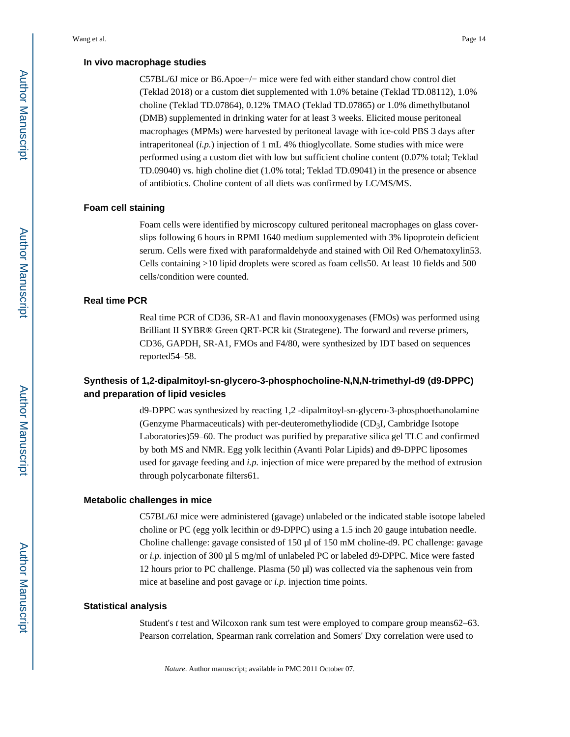### In vivo macrophage studies

C57BL/6J mice or B6.Apoe−/− mice were fed with either standard chow control diet (Teklad 2018) or a custom diet supplemented with 1.0% betaine (Teklad TD.08112), 1.0% choline (Teklad TD.07864), 0.12% TMAO (Teklad TD.07865) or 1.0% dimethylbutanol (DMB) supplemented in drinking water for at least 3 weeks. Elicited mouse peritoneal macrophages (MPMs) were harvested by peritoneal lavage with ice-cold PBS 3 days after intraperitoneal (*i.p.*) injection of 1 mL 4% thioglycollate. Some studies with mice were performed using a custom diet with low but sufficient choline content (0.07% total; Teklad TD.09040) vs. high choline diet (1.0% total; Teklad TD.09041) in the presence or absence of antibiotics. Choline content of all diets was confirmed by LC/MS/MS.

### Foam cell staining

Foam cells were identified by microscopy cultured peritoneal macrophages on glass cover-slips following 6 hours in RPMI 1640 medium supplemented with 3% lipoprotein deficient serum. Cells were fixed with paraformaldehyde and stained with Oil Red O/hematoxylin[53]. Cells containing >10 lipid droplets were scored as foam cells[50]. At least 10 fields and 500 cells/condition were counted.

### Real time PCR

Real time PCR of CD36, SR-A1 and flavin monooxygenases (FMOs) was performed using Brilliant II SYBR® Green QRT-PCR kit (Strategene). The forward and reverse primers, CD36, GAPDH, SR-A1, FMOs and F4/80, were synthesized by IDT based on sequences reported[54–58].

### Synthesis of 1,2-dipalmitoyl-sn-glycero-3-phosphocholine-N,N,N-trimethyl-d9 (d9-DPPC) and preparation of lipid vesicles

d9-DPPC was synthesized by reacting 1,2 -dipalmitoyl-sn-glycero-3-phosphoethanolamine (Genzyme Pharmaceuticals) with per-deuteromethyliodide ($CD_3I$, Cambridge Isotope Laboratories)[59–60]. The product was purified by preparative silica gel TLC and confirmed by both MS and NMR. Egg yolk lecithin (Avanti Polar Lipids) and d9-DPPC liposomes used for gavage feeding and *i.p.* injection of mice were prepared by the method of extrusion through polycarbonate filters[61].

### Metabolic challenges in mice

C57BL/6J mice were administered (gavage) unlabeled or the indicated stable isotope labeled choline or PC (egg yolk lecithin or d9-DPPC) using a 1.5 inch 20 gauge intubation needle. Choline challenge: gavage consisted of 150 µl of 150 mM choline-d9. PC challenge: gavage or *i.p.* injection of 300 µl 5 mg/ml of unlabeled PC or labeled d9-DPPC. Mice were fasted 12 hours prior to PC challenge. Plasma (50 µl) was collected via the saphenous vein from mice at baseline and post gavage or *i.p.* injection time points.

### Statistical analysis

Student's *t* test and Wilcoxon rank sum test were employed to compare group means[62–63]. Pearson correlation, Spearman rank correlation and Somers' Dxy correlation were used to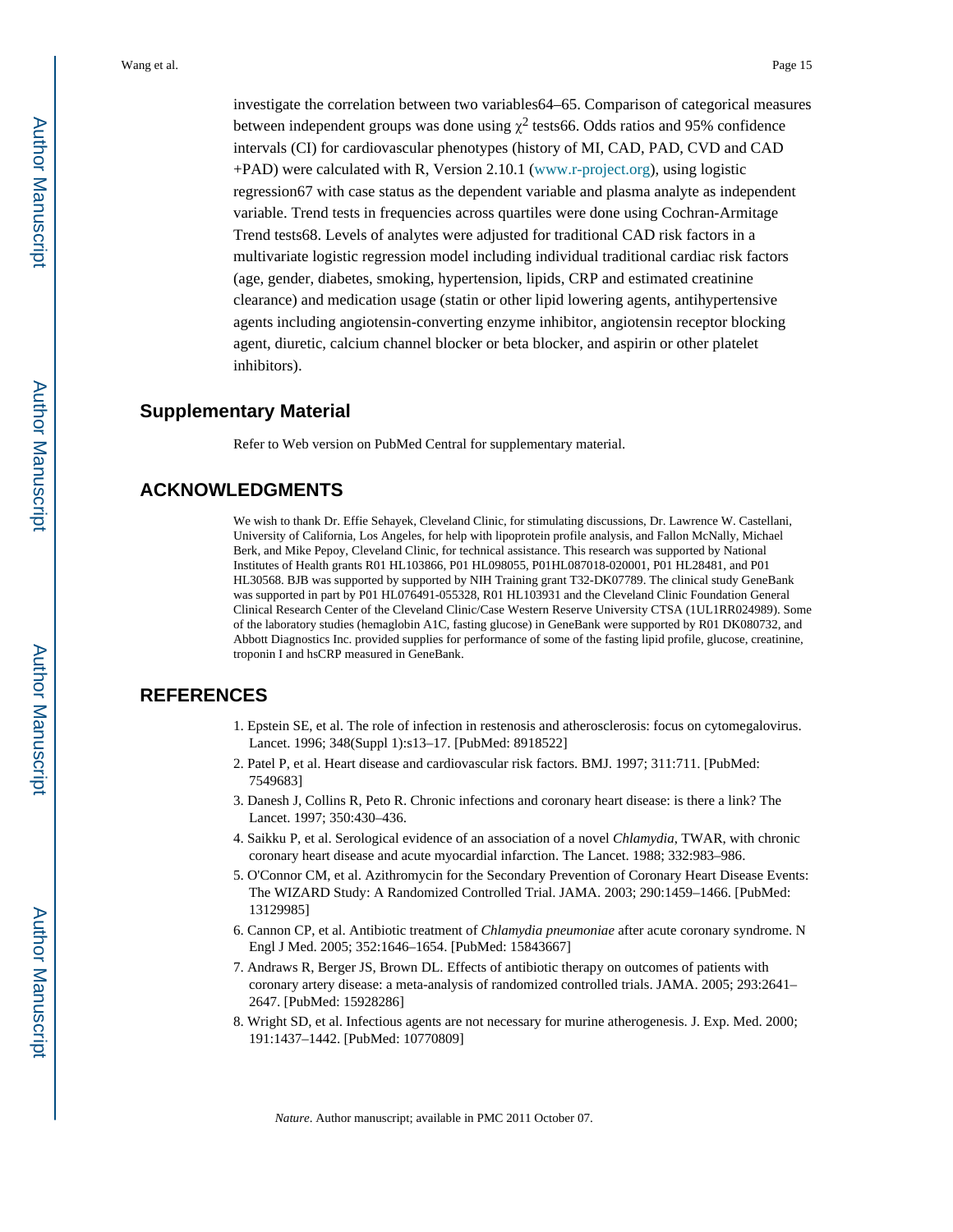investigate the correlation between two variables64–65. Comparison of categorical measures between independent groups was done using $\chi^2$ tests66. Odds ratios and 95% confidence intervals (CI) for cardiovascular phenotypes (history of MI, CAD, PAD, CVD and CAD +PAD) were calculated with R, Version 2.10.1 (www.r-project.org), using logistic regression67 with case status as the dependent variable and plasma analyte as independent variable. Trend tests in frequencies across quartiles were done using Cochran-Armitage Trend tests68. Levels of analytes were adjusted for traditional CAD risk factors in a multivariate logistic regression model including individual traditional cardiac risk factors (age, gender, diabetes, smoking, hypertension, lipids, CRP and estimated creatinine clearance) and medication usage (statin or other lipid lowering agents, antihypertensive agents including angiotensin-converting enzyme inhibitor, angiotensin receptor blocking agent, diuretic, calcium channel blocker or beta blocker, and aspirin or other platelet inhibitors).

## Supplementary Material

Refer to Web version on PubMed Central for supplementary material.

## ACKNOWLEDGMENTS

We wish to thank Dr. Effie Sehayek, Cleveland Clinic, for stimulating discussions, Dr. Lawrence W. Castellani, University of California, Los Angeles, for help with lipoprotein profile analysis, and Fallon McNally, Michael Berk, and Mike Pepoy, Cleveland Clinic, for technical assistance. This research was supported by National Institutes of Health grants R01 HL103866, P01 HL098055, P01HL087018-020001, P01 HL28481, and P01 HL30568. BJB was supported by supported by NIH Training grant T32-DK07789. The clinical study GeneBank was supported in part by P01 HL076491-055328, R01 HL103931 and the Cleveland Clinic Foundation General Clinical Research Center of the Cleveland Clinic/Case Western Reserve University CTSA (1UL1RR024989). Some of the laboratory studies (hemaglobin A1C, fasting glucose) in GeneBank were supported by R01 DK080732, and Abbott Diagnostics Inc. provided supplies for performance of some of the fasting lipid profile, glucose, creatinine, troponin I and hsCRP measured in GeneBank.

## REFERENCES

1. Epstein SE, et al. The role of infection in restenosis and atherosclerosis: focus on cytomegalovirus. Lancet. 1996; 348(Suppl 1):s13–17. [PubMed: 8918522]
2. Patel P, et al. Heart disease and cardiovascular risk factors. BMJ. 1997; 311:711. [PubMed: 7549683]
3. Danesh J, Collins R, Peto R. Chronic infections and coronary heart disease: is there a link? The Lancet. 1997; 350:430–436.
4. Saikku P, et al. Serological evidence of an association of a novel *Chlamydia*, TWAR, with chronic coronary heart disease and acute myocardial infarction. The Lancet. 1988; 332:983–986.
5. O'Connor CM, et al. Azithromycin for the Secondary Prevention of Coronary Heart Disease Events: The WIZARD Study: A Randomized Controlled Trial. JAMA. 2003; 290:1459–1466. [PubMed: 13129985]
6. Cannon CP, et al. Antibiotic treatment of *Chlamydia pneumoniae* after acute coronary syndrome. N Engl J Med. 2005; 352:1646–1654. [PubMed: 15843667]
7. Andraws R, Berger JS, Brown DL. Effects of antibiotic therapy on outcomes of patients with coronary artery disease: a meta-analysis of randomized controlled trials. JAMA. 2005; 293:2641–2647. [PubMed: 15928286]
8. Wright SD, et al. Infectious agents are not necessary for murine atherogenesis. J. Exp. Med. 2000; 191:1437–1442. [PubMed: 10770809]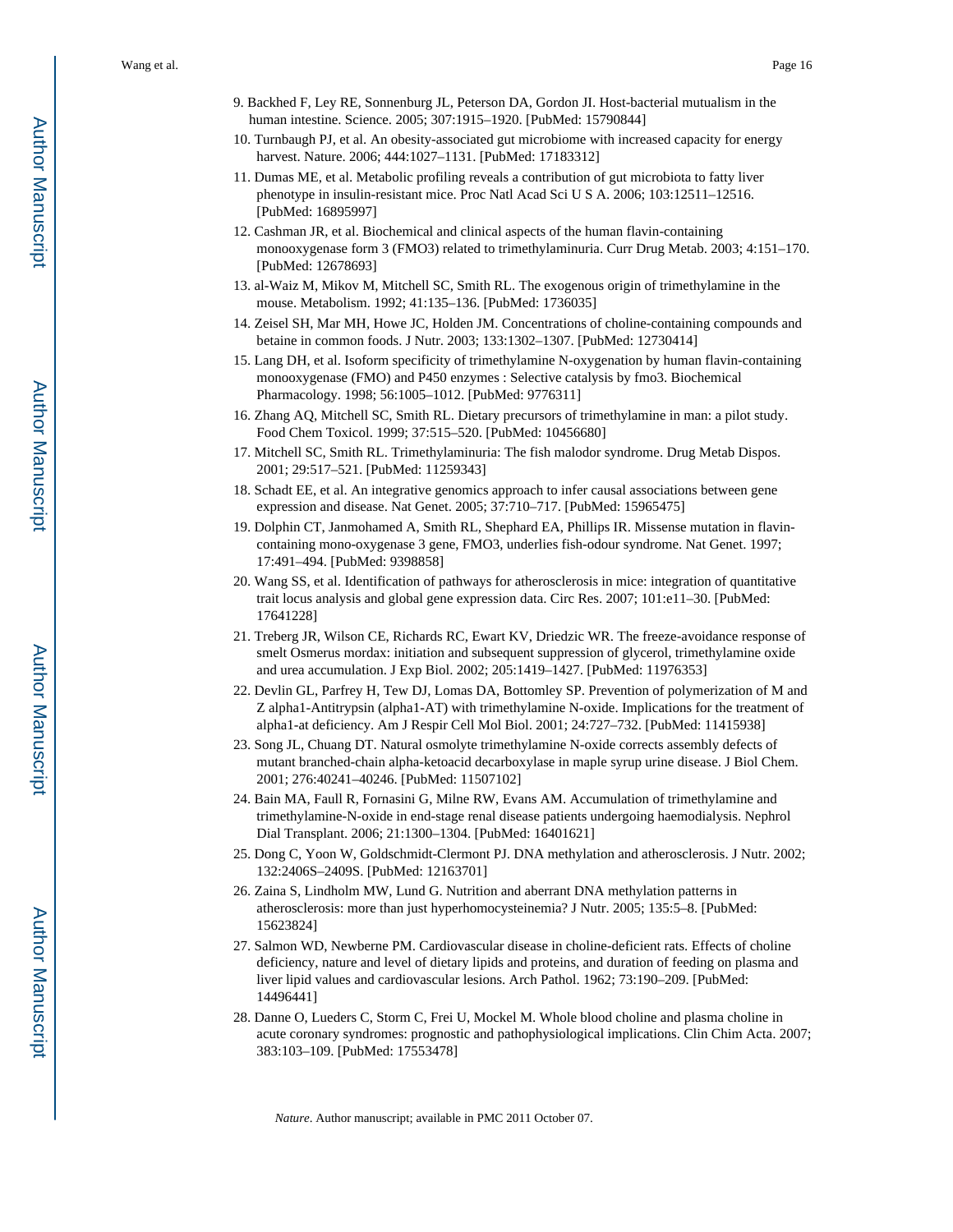9. Backhed F, Ley RE, Sonnenburg JL, Peterson DA, Gordon JI. Host-bacterial mutualism in the human intestine. Science. 2005; 307:1915–1920. [PubMed: 15790844]
10. Turnbaugh PJ, et al. An obesity-associated gut microbiome with increased capacity for energy harvest. Nature. 2006; 444:1027–1131. [PubMed: 17183312]
11. Dumas ME, et al. Metabolic profiling reveals a contribution of gut microbiota to fatty liver phenotype in insulin-resistant mice. Proc Natl Acad Sci U S A. 2006; 103:12511–12516. [PubMed: 16895997]
12. Cashman JR, et al. Biochemical and clinical aspects of the human flavin-containing monooxygenase form 3 (FMO3) related to trimethylaminuria. Curr Drug Metab. 2003; 4:151–170. [PubMed: 12678693]
13. al-Waiz M, Mikov M, Mitchell SC, Smith RL. The exogenous origin of trimethylamine in the mouse. Metabolism. 1992; 41:135–136. [PubMed: 1736035]
14. Zeisel SH, Mar MH, Howe JC, Holden JM. Concentrations of choline-containing compounds and betaine in common foods. J Nutr. 2003; 133:1302–1307. [PubMed: 12730414]
15. Lang DH, et al. Isoform specificity of trimethylamine N-oxygenation by human flavin-containing monooxygenase (FMO) and P450 enzymes : Selective catalysis by fmo3. Biochemical Pharmacology. 1998; 56:1005–1012. [PubMed: 9776311]
16. Zhang AQ, Mitchell SC, Smith RL. Dietary precursors of trimethylamine in man: a pilot study. Food Chem Toxicol. 1999; 37:515–520. [PubMed: 10456680]
17. Mitchell SC, Smith RL. Trimethylaminuria: The fish malodor syndrome. Drug Metab Dispos. 2001; 29:517–521. [PubMed: 11259343]
18. Schadt EE, et al. An integrative genomics approach to infer causal associations between gene expression and disease. Nat Genet. 2005; 37:710–717. [PubMed: 15965475]
19. Dolphin CT, Janmohamed A, Smith RL, Shephard EA, Phillips IR. Missense mutation in flavin-containing mono-oxygenase 3 gene, FMO3, underlies fish-odour syndrome. Nat Genet. 1997; 17:491–494. [PubMed: 9398858]
20. Wang SS, et al. Identification of pathways for atherosclerosis in mice: integration of quantitative trait locus analysis and global gene expression data. Circ Res. 2007; 101:e11–30. [PubMed: 17641228]
21. Treberg JR, Wilson CE, Richards RC, Ewart KV, Driedzic WR. The freeze-avoidance response of smelt Osmerus mordax: initiation and subsequent suppression of glycerol, trimethylamine oxide and urea accumulation. J Exp Biol. 2002; 205:1419–1427. [PubMed: 11976353]
22. Devlin GL, Parfrey H, Tew DJ, Lomas DA, Bottomley SP. Prevention of polymerization of M and Z alpha1-Antitrypsin (alpha1-AT) with trimethylamine N-oxide. Implications for the treatment of alpha1-at deficiency. Am J Respir Cell Mol Biol. 2001; 24:727–732. [PubMed: 11415938]
23. Song JL, Chuang DT. Natural osmolyte trimethylamine N-oxide corrects assembly defects of mutant branched-chain alpha-ketoacid decarboxylase in maple syrup urine disease. J Biol Chem. 2001; 276:40241–40246. [PubMed: 11507102]
24. Bain MA, Faull R, Fornasini G, Milne RW, Evans AM. Accumulation of trimethylamine and trimethylamine-N-oxide in end-stage renal disease patients undergoing haemodialysis. Nephrol Dial Transplant. 2006; 21:1300–1304. [PubMed: 16401621]
25. Dong C, Yoon W, Goldschmidt-Clermont PJ. DNA methylation and atherosclerosis. J Nutr. 2002; 132:2406S–2409S. [PubMed: 12163701]
26. Zaina S, Lindholm MW, Lund G. Nutrition and aberrant DNA methylation patterns in atherosclerosis: more than just hyperhomocysteinemia? J Nutr. 2005; 135:5–8. [PubMed: 15623824]
27. Salmon WD, Newberne PM. Cardiovascular disease in choline-deficient rats. Effects of choline deficiency, nature and level of dietary lipids and proteins, and duration of feeding on plasma and liver lipid values and cardiovascular lesions. Arch Pathol. 1962; 73:190–209. [PubMed: 14496441]
28. Danne O, Lueders C, Storm C, Frei U, Mockel M. Whole blood choline and plasma choline in acute coronary syndromes: prognostic and pathophysiological implications. Clin Chim Acta. 2007; 383:103–109. [PubMed: 17553478]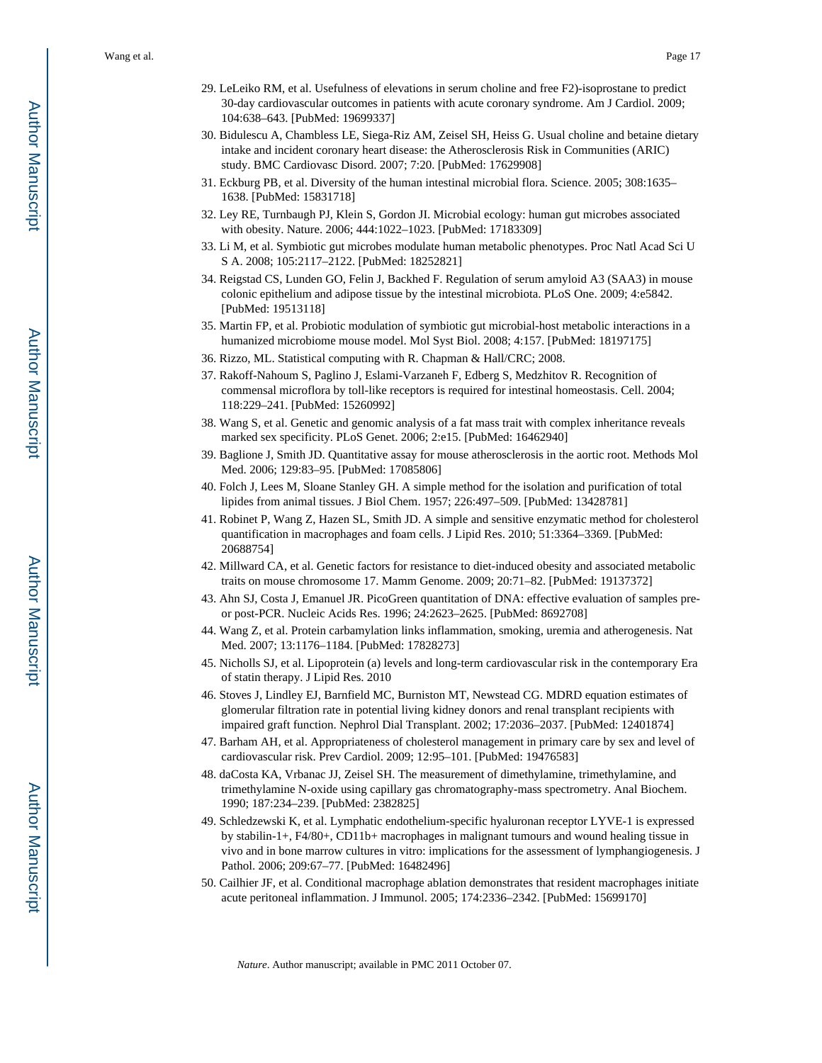29. LeLeiko RM, et al. Usefulness of elevations in serum choline and free F2)-isoprostane to predict 30-day cardiovascular outcomes in patients with acute coronary syndrome. Am J Cardiol. 2009; 104:638–643. [PubMed: 19699337]
30. Bidulescu A, Chambless LE, Siega-Riz AM, Zeisel SH, Heiss G. Usual choline and betaine dietary intake and incident coronary heart disease: the Atherosclerosis Risk in Communities (ARIC) study. BMC Cardiovasc Disord. 2007; 7:20. [PubMed: 17629908]
31. Eckburg PB, et al. Diversity of the human intestinal microbial flora. Science. 2005; 308:1635–1638. [PubMed: 15831718]
32. Ley RE, Turnbaugh PJ, Klein S, Gordon JI. Microbial ecology: human gut microbes associated with obesity. Nature. 2006; 444:1022–1023. [PubMed: 17183309]
33. Li M, et al. Symbiotic gut microbes modulate human metabolic phenotypes. Proc Natl Acad Sci U S A. 2008; 105:2117–2122. [PubMed: 18252821]
34. Reigstad CS, Lunden GO, Felin J, Backhed F. Regulation of serum amyloid A3 (SAA3) in mouse colonic epithelium and adipose tissue by the intestinal microbiota. PLoS One. 2009; 4:e5842. [PubMed: 19513118]
35. Martin FP, et al. Probiotic modulation of symbiotic gut microbial-host metabolic interactions in a humanized microbiome mouse model. Mol Syst Biol. 2008; 4:157. [PubMed: 18197175]
36. Rizzo, ML. Statistical computing with R. Chapman & Hall/CRC; 2008.
37. Rakoff-Nahoum S, Paglino J, Eslami-Varzaneh F, Edberg S, Medzhitov R. Recognition of commensal microflora by toll-like receptors is required for intestinal homeostasis. Cell. 2004; 118:229–241. [PubMed: 15260992]
38. Wang S, et al. Genetic and genomic analysis of a fat mass trait with complex inheritance reveals marked sex specificity. PLoS Genet. 2006; 2:e15. [PubMed: 16462940]
39. Baglione J, Smith JD. Quantitative assay for mouse atherosclerosis in the aortic root. Methods Mol Med. 2006; 129:83–95. [PubMed: 17085806]
40. Folch J, Lees M, Sloane Stanley GH. A simple method for the isolation and purification of total lipides from animal tissues. J Biol Chem. 1957; 226:497–509. [PubMed: 13428781]
41. Robinet P, Wang Z, Hazen SL, Smith JD. A simple and sensitive enzymatic method for cholesterol quantification in macrophages and foam cells. J Lipid Res. 2010; 51:3364–3369. [PubMed: 20688754]
42. Millward CA, et al. Genetic factors for resistance to diet-induced obesity and associated metabolic traits on mouse chromosome 17. Mamm Genome. 2009; 20:71–82. [PubMed: 19137372]
43. Ahn SJ, Costa J, Emanuel JR. PicoGreen quantitation of DNA: effective evaluation of samples pre- or post-PCR. Nucleic Acids Res. 1996; 24:2623–2625. [PubMed: 8692708]
44. Wang Z, et al. Protein carbamylation links inflammation, smoking, uremia and atherogenesis. Nat Med. 2007; 13:1176–1184. [PubMed: 17828273]
45. Nicholls SJ, et al. Lipoprotein (a) levels and long-term cardiovascular risk in the contemporary Era of statin therapy. J Lipid Res. 2010
46. Stoves J, Lindley EJ, Barnfield MC, Burniston MT, Newstead CG. MDRD equation estimates of glomerular filtration rate in potential living kidney donors and renal transplant recipients with impaired graft function. Nephrol Dial Transplant. 2002; 17:2036–2037. [PubMed: 12401874]
47. Barham AH, et al. Appropriateness of cholesterol management in primary care by sex and level of cardiovascular risk. Prev Cardiol. 2009; 12:95–101. [PubMed: 19476583]
48. daCosta KA, Vrbanac JJ, Zeisel SH. The measurement of dimethylamine, trimethylamine, and trimethylamine N-oxide using capillary gas chromatography-mass spectrometry. Anal Biochem. 1990; 187:234–239. [PubMed: 2382825]
49. Schledzewski K, et al. Lymphatic endothelium-specific hyaluronan receptor LYVE-1 is expressed by stabilin-1+, F4/80+, CD11b+ macrophages in malignant tumours and wound healing tissue in vivo and in bone marrow cultures in vitro: implications for the assessment of lymphangiogenesis. J Pathol. 2006; 209:67–77. [PubMed: 16482496]
50. Cailhier JF, et al. Conditional macrophage ablation demonstrates that resident macrophages initiate acute peritoneal inflammation. J Immunol. 2005; 174:2336–2342. [PubMed: 15699170]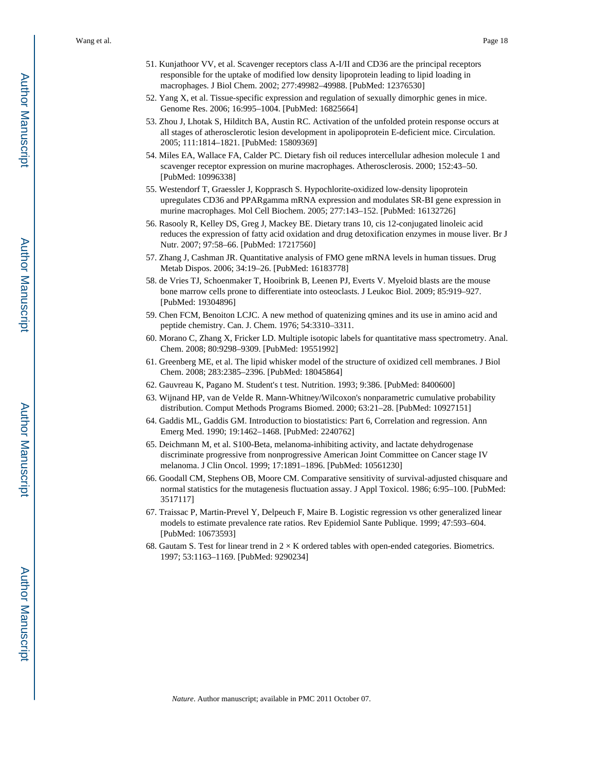51. Kunjathoor VV, et al. Scavenger receptors class A-I/II and CD36 are the principal receptors responsible for the uptake of modified low density lipoprotein leading to lipid loading in macrophages. J Biol Chem. 2002; 277:49982–49988. [PubMed: 12376530]
52. Yang X, et al. Tissue-specific expression and regulation of sexually dimorphic genes in mice. Genome Res. 2006; 16:995–1004. [PubMed: 16825664]
53. Zhou J, Lhotak S, Hilditch BA, Austin RC. Activation of the unfolded protein response occurs at all stages of atherosclerotic lesion development in apolipoprotein E-deficient mice. Circulation. 2005; 111:1814–1821. [PubMed: 15809369]
54. Miles EA, Wallace FA, Calder PC. Dietary fish oil reduces intercellular adhesion molecule 1 and scavenger receptor expression on murine macrophages. Atherosclerosis. 2000; 152:43–50. [PubMed: 10996338]
55. Westendorf T, Graessler J, Kopprasch S. Hypochlorite-oxidized low-density lipoprotein upregulates CD36 and PPARgamma mRNA expression and modulates SR-BI gene expression in murine macrophages. Mol Cell Biochem. 2005; 277:143–152. [PubMed: 16132726]
56. Rasooly R, Kelley DS, Greg J, Mackey BE. Dietary trans 10, cis 12-conjugated linoleic acid reduces the expression of fatty acid oxidation and drug detoxification enzymes in mouse liver. Br J Nutr. 2007; 97:58–66. [PubMed: 17217560]
57. Zhang J, Cashman JR. Quantitative analysis of FMO gene mRNA levels in human tissues. Drug Metab Dispos. 2006; 34:19–26. [PubMed: 16183778]
58. de Vries TJ, Schoenmaker T, Hooibrink B, Leenen PJ, Everts V. Myeloid blasts are the mouse bone marrow cells prone to differentiate into osteoclasts. J Leukoc Biol. 2009; 85:919–927. [PubMed: 19304896]
59. Chen FCM, Benoiton LCJC. A new method of quatenizing qmines and its use in amino acid and peptide chemistry. Can. J. Chem. 1976; 54:3310–3311.
60. Morano C, Zhang X, Fricker LD. Multiple isotopic labels for quantitative mass spectrometry. Anal. Chem. 2008; 80:9298–9309. [PubMed: 19551992]
61. Greenberg ME, et al. The lipid whisker model of the structure of oxidized cell membranes. J Biol Chem. 2008; 283:2385–2396. [PubMed: 18045864]
62. Gauvreau K, Pagano M. Student's t test. Nutrition. 1993; 9:386. [PubMed: 8400600]
63. Wijnand HP, van de Velde R. Mann-Whitney/Wilcoxon's nonparametric cumulative probability distribution. Comput Methods Programs Biomed. 2000; 63:21–28. [PubMed: 10927151]
64. Gaddis ML, Gaddis GM. Introduction to biostatistics: Part 6, Correlation and regression. Ann Emerg Med. 1990; 19:1462–1468. [PubMed: 2240762]
65. Deichmann M, et al. S100-Beta, melanoma-inhibiting activity, and lactate dehydrogenase discriminate progressive from nonprogressive American Joint Committee on Cancer stage IV melanoma. J Clin Oncol. 1999; 17:1891–1896. [PubMed: 10561230]
66. Goodall CM, Stephens OB, Moore CM. Comparative sensitivity of survival-adjusted chisquare and normal statistics for the mutagenesis fluctuation assay. J Appl Toxicol. 1986; 6:95–100. [PubMed: 3517117]
67. Traissac P, Martin-Prevel Y, Delpeuch F, Maire B. Logistic regression vs other generalized linear models to estimate prevalence rate ratios. Rev Epidemiol Sante Publique. 1999; 47:593–604. [PubMed: 10673593]
68. Gautam S. Test for linear trend in 2 × K ordered tables with open-ended categories. Biometrics. 1997; 53:1163–1169. [PubMed: 9290234]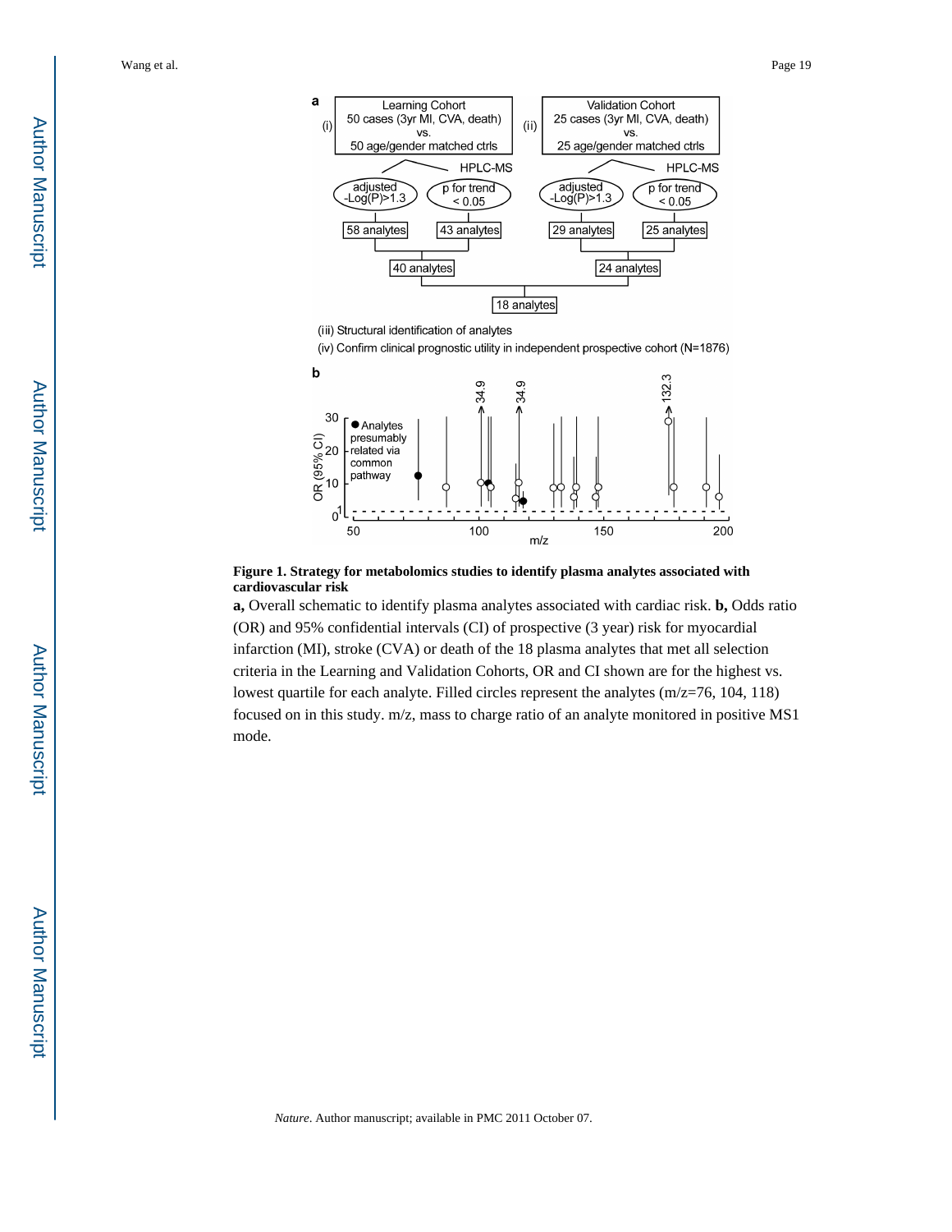**Figure 1. Strategy for metabolomics studies to identify plasma analytes associated with cardiovascular risk**

**a,** Overall schematic to identify plasma analytes associated with cardiac risk. **b,** Odds ratio (OR) and 95% confidential intervals (CI) of prospective (3 year) risk for myocardial infarction (MI), stroke (CVA) or death of the 18 plasma analytes that met all selection criteria in the Learning and Validation Cohorts, OR and CI shown are for the highest vs. lowest quartile for each analyte. Filled circles represent the analytes (m/z=76, 104, 118) focused on in this study. m/z, mass to charge ratio of an analyte monitored in positive MS1 mode.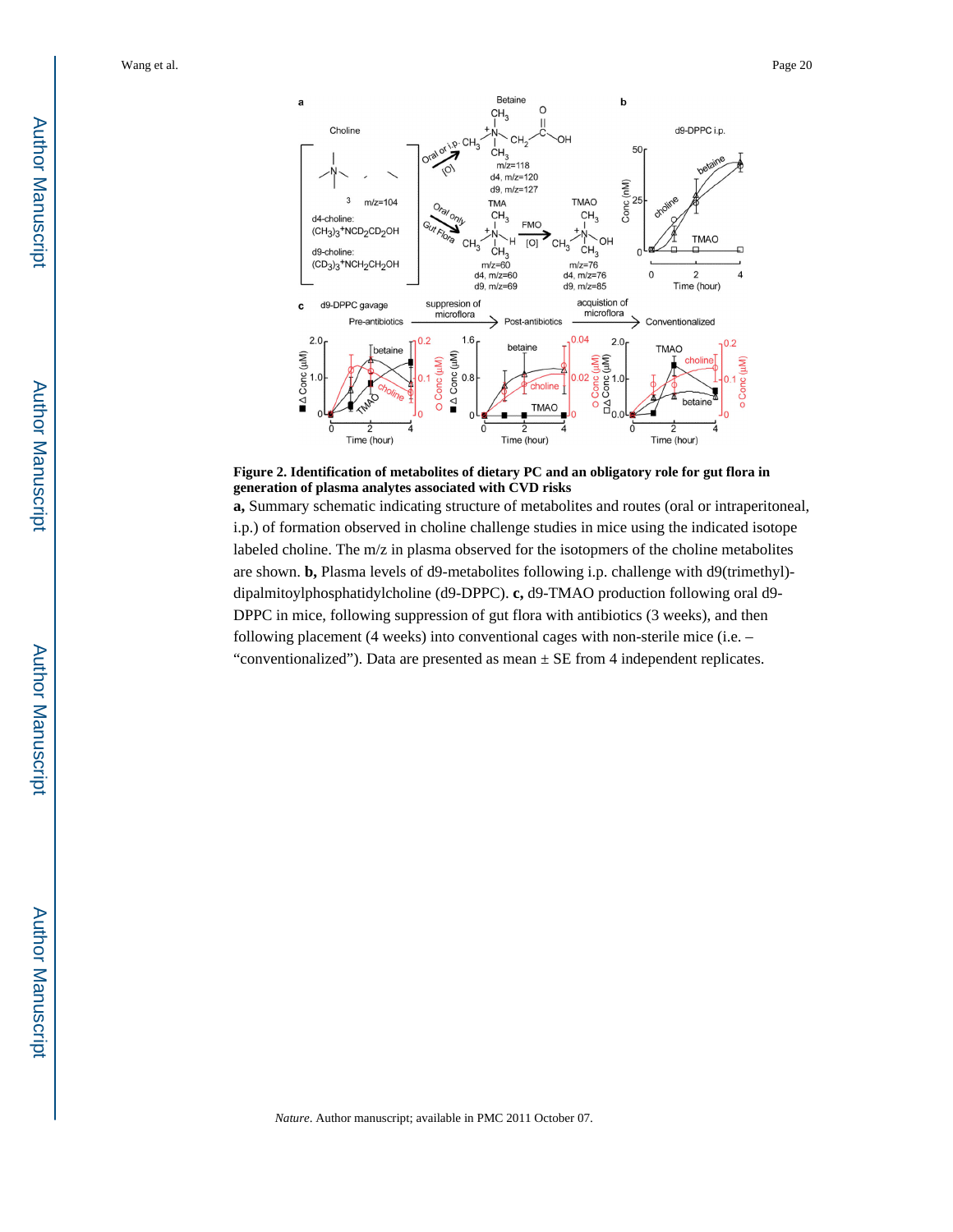**Figure 2. Identification of metabolites of dietary PC and an obligatory role for gut flora in generation of plasma analytes associated with CVD risks**

**a,** Summary schematic indicating structure of metabolites and routes (oral or intraperitoneal, i.p.) of formation observed in choline challenge studies in mice using the indicated isotope labeled choline. The m/z in plasma observed for the isotopmers of the choline metabolites are shown. **b,** Plasma levels of d9-metabolites following i.p. challenge with d9(trimethyl)-dipalmitoylphosphatidylcholine (d9-DPPC). **c,** d9-TMAO production following oral d9-DPPC in mice, following suppression of gut flora with antibiotics (3 weeks), and then following placement (4 weeks) into conventional cages with non-sterile mice (i.e. – “conventionalized”). Data are presented as mean ± SE from 4 independent replicates.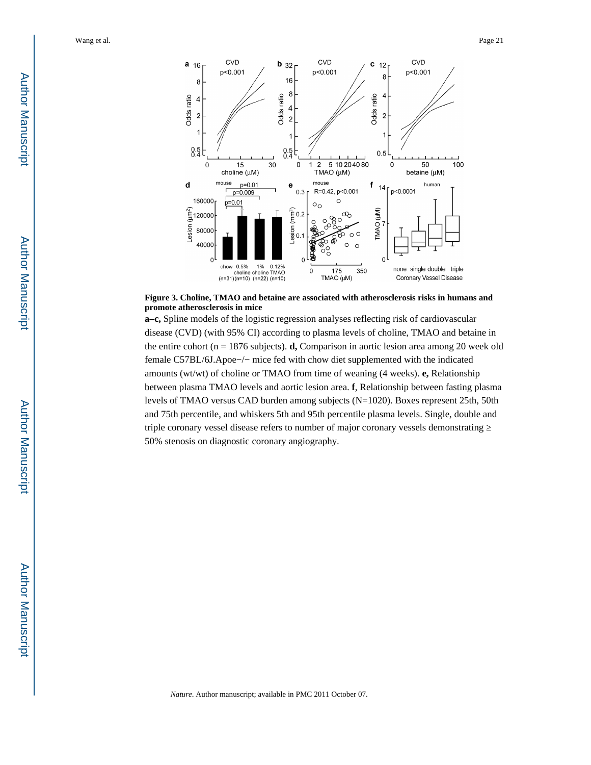**Figure 3. Choline, TMAO and betaine are associated with atherosclerosis risks in humans and promote atherosclerosis in mice**

**a–c,** Spline models of the logistic regression analyses reflecting risk of cardiovascular disease (CVD) (with 95% CI) according to plasma levels of choline, TMAO and betaine in the entire cohort (n = 1876 subjects). **d,** Comparison in aortic lesion area among 20 week old female C57BL/6J.Apoe−/− mice fed with chow diet supplemented with the indicated amounts (wt/wt) of choline or TMAO from time of weaning (4 weeks). **e,** Relationship between plasma TMAO levels and aortic lesion area. **f**, Relationship between fasting plasma levels of TMAO versus CAD burden among subjects (N=1020). Boxes represent 25th, 50th and 75th percentile, and whiskers 5th and 95th percentile plasma levels. Single, double and triple coronary vessel disease refers to number of major coronary vessels demonstrating ≥ 50% stenosis on diagnostic coronary angiography.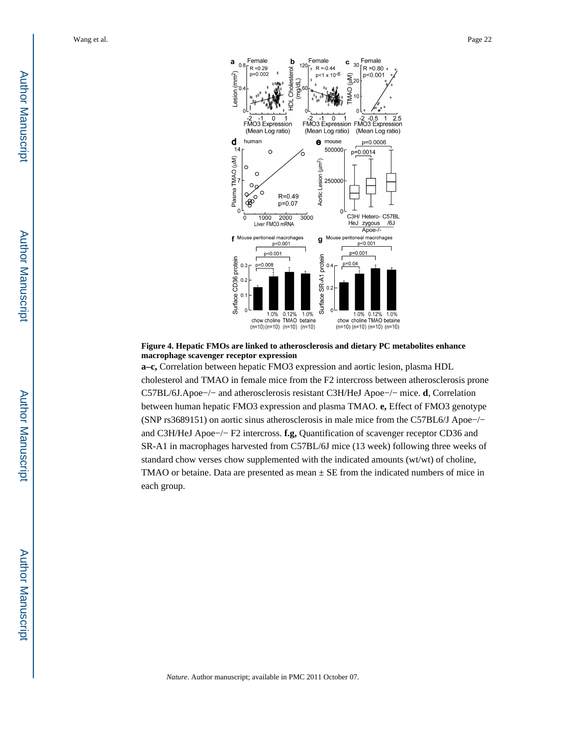**Figure 4. Hepatic FMOs are linked to atherosclerosis and dietary PC metabolites enhance macrophage scavenger receptor expression**

**a–c,** Correlation between hepatic FMO3 expression and aortic lesion, plasma HDL cholesterol and TMAO in female mice from the F2 intercross between atherosclerosis prone C57BL/6J.Apoe−/− and atherosclerosis resistant C3H/HeJ Apoe−/− mice. **d**, Correlation between human hepatic FMO3 expression and plasma TMAO. **e,** Effect of FMO3 genotype (SNP rs3689151) on aortic sinus atherosclerosis in male mice from the C57BL6/J Apoe−/− and C3H/HeJ Apoe−/− F2 intercross. **f.g,** Quantification of scavenger receptor CD36 and SR-A1 in macrophages harvested from C57BL/6J mice (13 week) following three weeks of standard chow verses chow supplemented with the indicated amounts (wt/wt) of choline, TMAO or betaine. Data are presented as mean ± SE from the indicated numbers of mice in each group.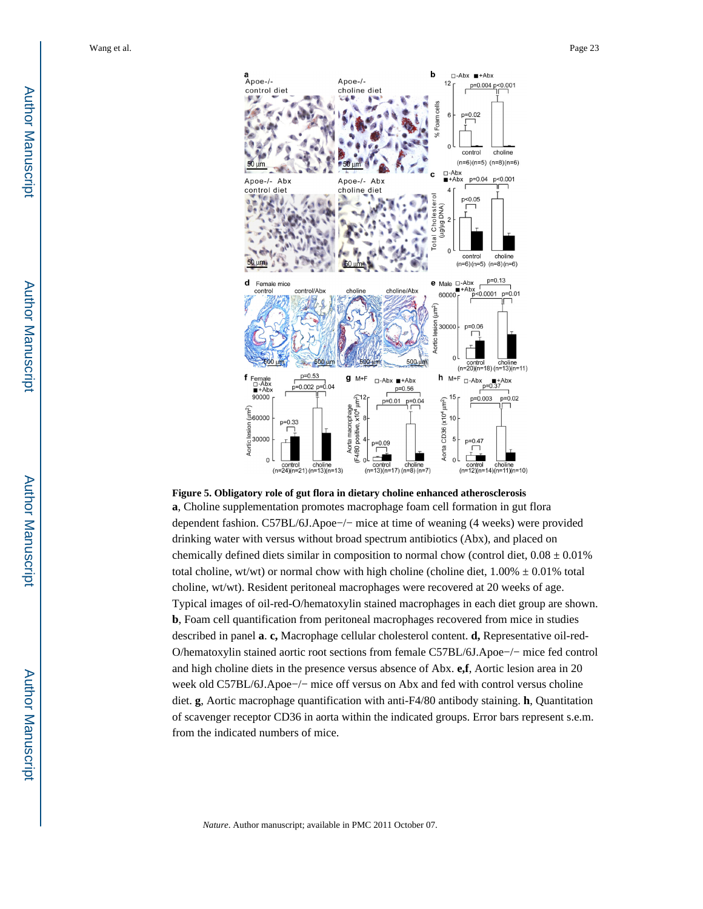**Figure 5. Obligatory role of gut flora in dietary choline enhanced atherosclerosis**

**a**, Choline supplementation promotes macrophage foam cell formation in gut flora dependent fashion. C57BL/6J.Apoe−/− mice at time of weaning (4 weeks) were provided drinking water with versus without broad spectrum antibiotics (Abx), and placed on chemically defined diets similar in composition to normal chow (control diet, 0.08 ± 0.01% total choline, wt/wt) or normal chow with high choline (choline diet, 1.00% ± 0.01% total choline, wt/wt). Resident peritoneal macrophages were recovered at 20 weeks of age. Typical images of oil-red-O/hematoxylin stained macrophages in each diet group are shown. **b**, Foam cell quantification from peritoneal macrophages recovered from mice in studies described in panel **a**. **c,** Macrophage cellular cholesterol content. **d,** Representative oil-red-O/hematoxylin stained aortic root sections from female C57BL/6J.Apoe−/− mice fed control and high choline diets in the presence versus absence of Abx. **e,f**, Aortic lesion area in 20 week old C57BL/6J.Apoe−/− mice off versus on Abx and fed with control versus choline diet. **g**, Aortic macrophage quantification with anti-F4/80 antibody staining. **h**, Quantitation of scavenger receptor CD36 in aorta within the indicated groups. Error bars represent s.e.m. from the indicated numbers of mice.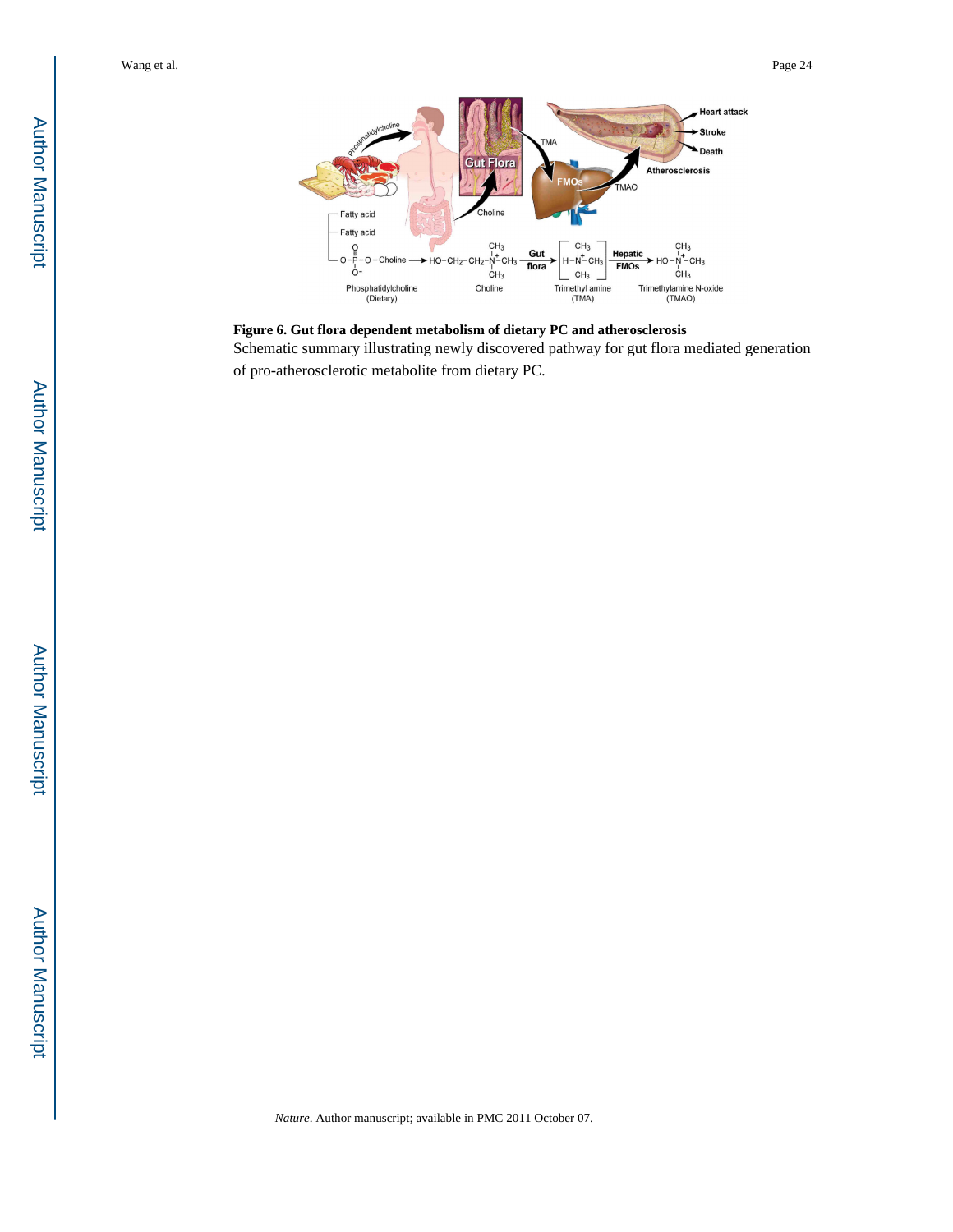Phosphatidylcholine

Gut Flora

TMA

FMOs

TMAO

Choline

Heart attack

Stroke

Death

Atherosclerosis

Fatty acid

Fatty acid

Phosphatidylcholine (Dietary)

Choline

Gut flora

Trimethyl amine (TMA)

Hepatic FMOs

Trimethylamine N-oxide (TMAO)

**Figure 6. Gut flora dependent metabolism of dietary PC and atherosclerosis**

Schematic summary illustrating newly discovered pathway for gut flora mediated generation of pro-atherosclerotic metabolite from dietary PC.